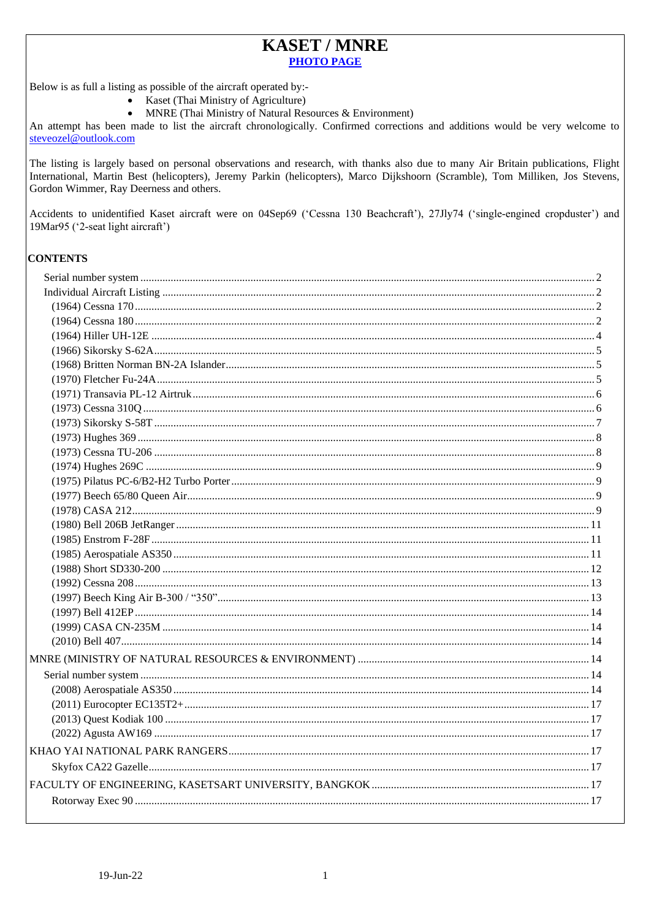# KASET / MNRE

**PHOTO PAGE**

Below is as full a listing as possible of the aircraft operated by:-

- Kaset (Thai Ministry of Agriculture)
- MNRE (Thai Ministry of Natural Resources & Environment)

An attempt has been made to list the aircraft chronologically. Confirmed corrections and additions would be very welcome to steveozel@outlook.com

The listing is largely based on personal observations and research, with thanks also due to many Air Britain publications, Flight International, Martin Best (helicopters), Jeremy Parkin (helicopters), Marco Dijkshoorn (Scramble), Tom Milliken, Jos Stevens, Gordon Wimmer, Ray Deerness and others.

Accidents to unidentified Kaset aircraft were on 04Sep69 ('Cessna 130 Beachcraft'), 27Jly74 ('single-engined cropduster') and 19Mar95 ('2-seat light aircraft')

## CONTENTS

- Serial number system ..... 2
- Individual Aircraft Listing ..... 2
  - (1964) Cessna 170 ..... 2
  - (1964) Cessna 180 ..... 2
  - (1964) Hiller UH-12E ..... 4
  - (1966) Sikorsky S-62A ..... 5
  - (1968) Britten Norman BN-2A Islander ..... 5
  - (1970) Fletcher Fu-24A ..... 5
  - (1971) Transavia PL-12 Airtruk ..... 6
  - (1973) Cessna 310Q ..... 6
  - (1973) Sikorsky S-58T ..... 7
  - (1973) Hughes 369 ..... 8
  - (1973) Cessna TU-206 ..... 8
  - (1974) Hughes 269C ..... 9
  - (1975) Pilatus PC-6/B2-H2 Turbo Porter ..... 9
  - (1977) Beech 65/80 Queen Air ..... 9
  - (1978) CASA 212 ..... 9
  - (1980) Bell 206B JetRanger ..... 11
  - (1985) Enstrom F-28F ..... 11
  - (1985) Aerospatiale AS350 ..... 11
  - (1988) Short SD330-200 ..... 12
  - (1992) Cessna 208 ..... 13
  - (1997) Beech King Air B-300 / "350" ..... 13
  - (1997) Bell 412EP ..... 14
  - (1999) CASA CN-235M ..... 14
  - (2010) Bell 407 ..... 14
- MNRE (MINISTRY OF NATURAL RESOURCES & ENVIRONMENT) ..... 14
  - Serial number system ..... 14
  - (2008) Aerospatiale AS350 ..... 14
  - (2011) Eurocopter EC135T2+ ..... 17
  - (2013) Quest Kodiak 100 ..... 17
  - (2022) Agusta AW169 ..... 17
- KHAO YAI NATIONAL PARK RANGERS ..... 17
  - Skyfox CA22 Gazelle ..... 17
- FACULTY OF ENGINEERING, KASETSART UNIVERSITY, BANGKOK ..... 17
  - Rotorway Exec 90 ..... 17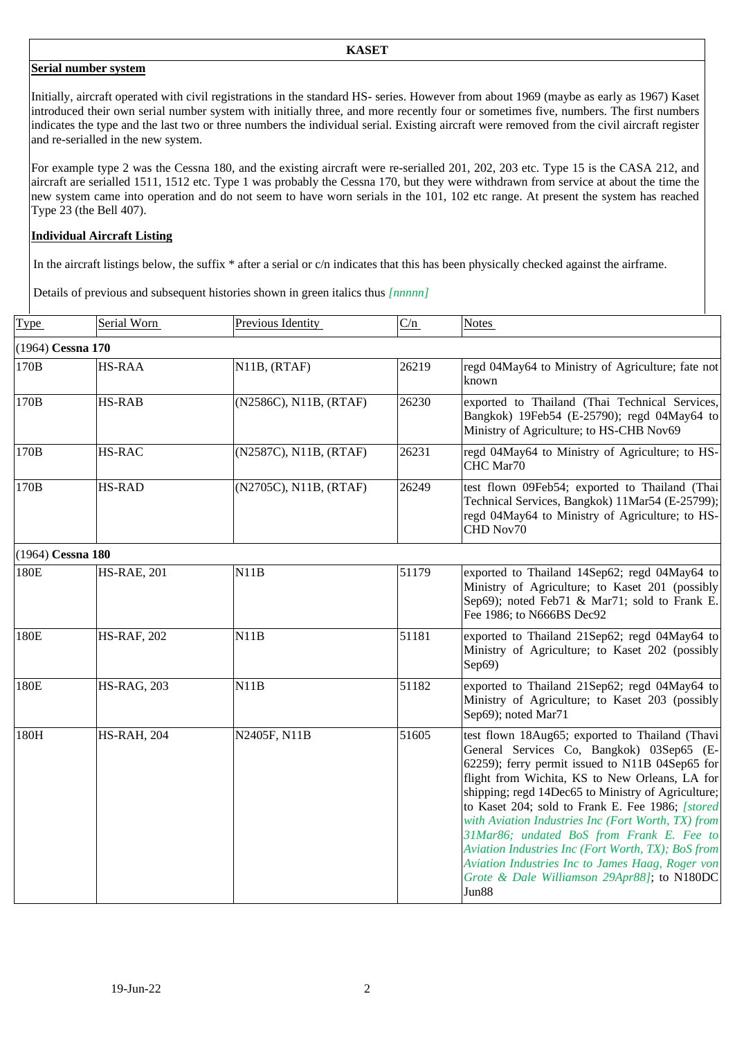**KASET**

## Serial number system

Initially, aircraft operated with civil registrations in the standard HS- series. However from about 1969 (maybe as early as 1967) Kaset introduced their own serial number system with initially three, and more recently four or sometimes five, numbers. The first numbers indicates the type and the last two or three numbers the individual serial. Existing aircraft were removed from the civil aircraft register and re-serialled in the new system.

For example type 2 was the Cessna 180, and the existing aircraft were re-serialled 201, 202, 203 etc. Type 15 is the CASA 212, and aircraft are serialled 1511, 1512 etc. Type 1 was probably the Cessna 170, but they were withdrawn from service at about the time the new system came into operation and do not seem to have worn serials in the 101, 102 etc range. At present the system has reached Type 23 (the Bell 407).

## Individual Aircraft Listing

In the aircraft listings below, the suffix * after a serial or c/n indicates that this has been physically checked against the airframe.

Details of previous and subsequent histories shown in green italics thus *[nnnnn]*

| Type | Serial Worn | Previous Identity | C/n | Notes |
|---|---|---|---|---|
| (1964) **Cessna 170** | | | | |
| 170B | HS-RAA | N11B, (RTAF) | 26219 | regd 04May64 to Ministry of Agriculture; fate not known |
| 170B | HS-RAB | (N2586C), N11B, (RTAF) | 26230 | exported to Thailand (Thai Technical Services, Bangkok) 19Feb54 (E-25790); regd 04May64 to Ministry of Agriculture; to HS-CHB Nov69 |
| 170B | HS-RAC | (N2587C), N11B, (RTAF) | 26231 | regd 04May64 to Ministry of Agriculture; to HS-CHC Mar70 |
| 170B | HS-RAD | (N2705C), N11B, (RTAF) | 26249 | test flown 09Feb54; exported to Thailand (Thai Technical Services, Bangkok) 11Mar54 (E-25799); regd 04May64 to Ministry of Agriculture; to HS-CHD Nov70 |
| (1964) **Cessna 180** | | | | |
| 180E | HS-RAE, 201 | N11B | 51179 | exported to Thailand 14Sep62; regd 04May64 to Ministry of Agriculture; to Kaset 201 (possibly Sep69); noted Feb71 & Mar71; sold to Frank E. Fee 1986; to N666BS Dec92 |
| 180E | HS-RAF, 202 | N11B | 51181 | exported to Thailand 21Sep62; regd 04May64 to Ministry of Agriculture; to Kaset 202 (possibly Sep69) |
| 180E | HS-RAG, 203 | N11B | 51182 | exported to Thailand 21Sep62; regd 04May64 to Ministry of Agriculture; to Kaset 203 (possibly Sep69); noted Mar71 |
| 180H | HS-RAH, 204 | N2405F, N11B | 51605 | test flown 18Aug65; exported to Thailand (Thavi General Services Co, Bangkok) 03Sep65 (E-62259); ferry permit issued to N11B 04Sep65 for flight from Wichita, KS to New Orleans, LA for shipping; regd 14Dec65 to Ministry of Agriculture; to Kaset 204; sold to Frank E. Fee 1986; *[stored with Aviation Industries Inc (Fort Worth, TX) from 31Mar86; undated BoS from Frank E. Fee to Aviation Industries Inc (Fort Worth, TX); BoS from Aviation Industries Inc to James Haag, Roger von Grote & Dale Williamson 29Apr88]*; to N180DC Jun88 |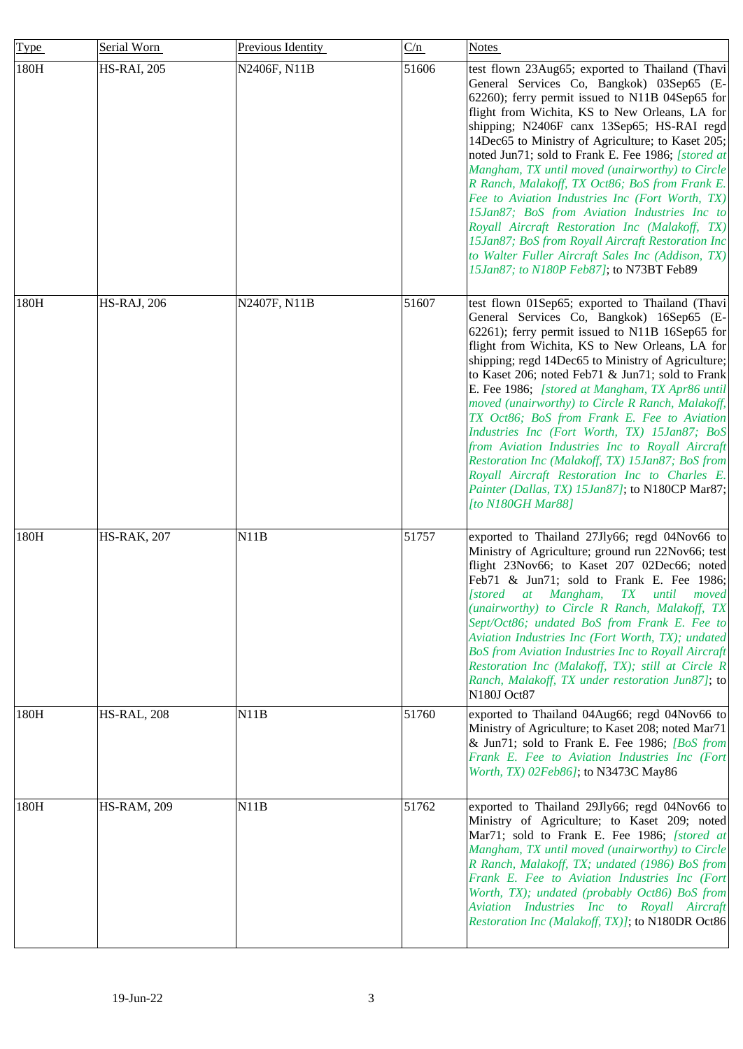| Type | Serial Worn | Previous Identity | C/n | Notes |
|---|---|---|---|---|
| 180H | HS-RAI, 205 | N2406F, N11B | 51606 | test flown 23Aug65; exported to Thailand (Thavi General Services Co, Bangkok) 03Sep65 (E-62260); ferry permit issued to N11B 04Sep65 for flight from Wichita, KS to New Orleans, LA for shipping; N2406F canx 13Sep65; HS-RAI regd 14Dec65 to Ministry of Agriculture; to Kaset 205; noted Jun71; sold to Frank E. Fee 1986; *[stored at Mangham, TX until moved (unairworthy) to Circle R Ranch, Malakoff, TX Oct86; BoS from Frank E. Fee to Aviation Industries Inc (Fort Worth, TX) 15Jan87; BoS from Aviation Industries Inc to Royall Aircraft Restoration Inc (Malakoff, TX) 15Jan87; BoS from Royall Aircraft Restoration Inc to Walter Fuller Aircraft Sales Inc (Addison, TX) 15Jan87; to N180P Feb87]*; to N73BT Feb89 |
| 180H | HS-RAJ, 206 | N2407F, N11B | 51607 | test flown 01Sep65; exported to Thailand (Thavi General Services Co, Bangkok) 16Sep65 (E-62261); ferry permit issued to N11B 16Sep65 for flight from Wichita, KS to New Orleans, LA for shipping; regd 14Dec65 to Ministry of Agriculture; to Kaset 206; noted Feb71 & Jun71; sold to Frank E. Fee 1986; *[stored at Mangham, TX Apr86 until moved (unairworthy) to Circle R Ranch, Malakoff, TX Oct86; BoS from Frank E. Fee to Aviation Industries Inc (Fort Worth, TX) 15Jan87; BoS from Aviation Industries Inc to Royall Aircraft Restoration Inc (Malakoff, TX) 15Jan87; BoS from Royall Aircraft Restoration Inc to Charles E. Painter (Dallas, TX) 15Jan87]*; to N180CP Mar87; *[to N180GH Mar88]* |
| 180H | HS-RAK, 207 | N11B | 51757 | exported to Thailand 27Jly66; regd 04Nov66 to Ministry of Agriculture; ground run 22Nov66; test flight 23Nov66; to Kaset 207 02Dec66; noted Feb71 & Jun71; sold to Frank E. Fee 1986; *[stored at Mangham, TX until moved (unairworthy) to Circle R Ranch, Malakoff, TX Sept/Oct86; undated BoS from Frank E. Fee to Aviation Industries Inc (Fort Worth, TX); undated BoS from Aviation Industries Inc to Royall Aircraft Restoration Inc (Malakoff, TX); still at Circle R Ranch, Malakoff, TX under restoration Jun87]*; to N180J Oct87 |
| 180H | HS-RAL, 208 | N11B | 51760 | exported to Thailand 04Aug66; regd 04Nov66 to Ministry of Agriculture; to Kaset 208; noted Mar71 & Jun71; sold to Frank E. Fee 1986; *[BoS from Frank E. Fee to Aviation Industries Inc (Fort Worth, TX) 02Feb86]*; to N3473C May86 |
| 180H | HS-RAM, 209 | N11B | 51762 | exported to Thailand 29Jly66; regd 04Nov66 to Ministry of Agriculture; to Kaset 209; noted Mar71; sold to Frank E. Fee 1986; *[stored at Mangham, TX until moved (unairworthy) to Circle R Ranch, Malakoff, TX; undated (1986) BoS from Frank E. Fee to Aviation Industries Inc (Fort Worth, TX); undated (probably Oct86) BoS from Aviation Industries Inc to Royall Aircraft Restoration Inc (Malakoff, TX)]*; to N180DR Oct86 |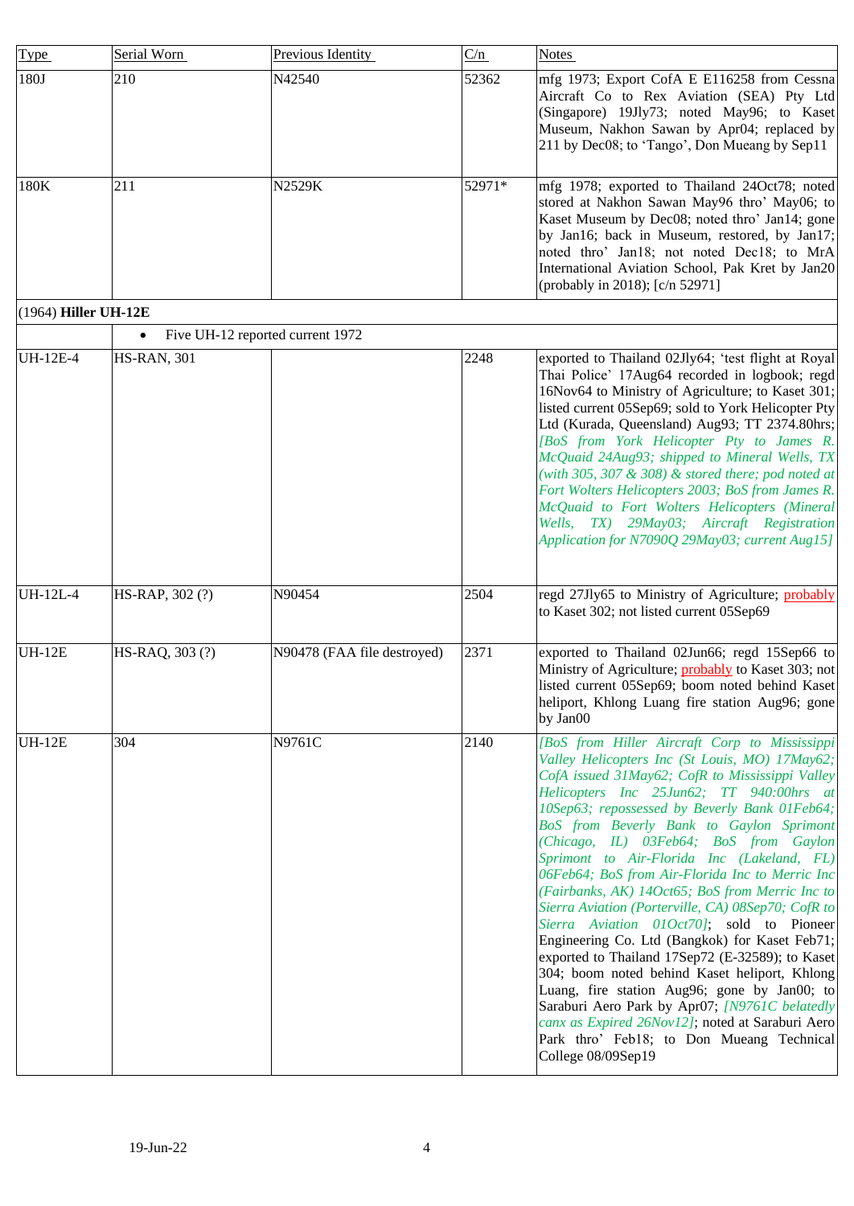| Type | Serial Worn | Previous Identity | C/n | Notes |
|---|---|---|---|---|
| 180J | 210 | N42540 | 52362 | mfg 1973; Export CofA E E116258 from Cessna Aircraft Co to Rex Aviation (SEA) Pty Ltd (Singapore) 19Jly73; noted May96; to Kaset Museum, Nakhon Sawan by Apr04; replaced by 211 by Dec08; to 'Tango', Don Mueang by Sep11 |
| 180K | 211 | N2529K | 52971* | mfg 1978; exported to Thailand 24Oct78; noted stored at Nakhon Sawan May96 thro' May06; to Kaset Museum by Dec08; noted thro' Jan14; gone by Jan16; back in Museum, restored, by Jan17; noted thro' Jan18; not noted Dec18; to MrA International Aviation School, Pak Kret by Jan20 (probably in 2018); [c/n 52971] |
| (1964) **Hiller UH-12E** | | | | |
| | • Five UH-12 reported current 1972 | | | |
| UH-12E-4 | HS-RAN, 301 | | 2248 | exported to Thailand 02Jly64; 'test flight at Royal Thai Police' 17Aug64 recorded in logbook; regd 16Nov64 to Ministry of Agriculture; to Kaset 301; listed current 05Sep69; sold to York Helicopter Pty Ltd (Kurada, Queensland) Aug93; TT 2374.80hrs; *[BoS from York Helicopter Pty to James R. McQuaid 24Aug93; shipped to Mineral Wells, TX (with 305, 307 & 308) & stored there; pod noted at Fort Wolters Helicopters 2003; BoS from James R. McQuaid to Fort Wolters Helicopters (Mineral Wells, TX) 29May03; Aircraft Registration Application for N7090Q 29May03; current Aug15]* |
| UH-12L-4 | HS-RAP, 302 (?) | N90454 | 2504 | regd 27Jly65 to Ministry of Agriculture; probably to Kaset 302; not listed current 05Sep69 |
| UH-12E | HS-RAQ, 303 (?) | N90478 (FAA file destroyed) | 2371 | exported to Thailand 02Jun66; regd 15Sep66 to Ministry of Agriculture; probably to Kaset 303; not listed current 05Sep69; boom noted behind Kaset heliport, Khlong Luang fire station Aug96; gone by Jan00 |
| UH-12E | 304 | N9761C | 2140 | *[BoS from Hiller Aircraft Corp to Mississippi Valley Helicopters Inc (St Louis, MO) 17May62; CofA issued 31May62; CofR to Mississippi Valley Helicopters Inc 25Jun62; TT 940:00hrs at 10Sep63; repossessed by Beverly Bank 01Feb64; BoS from Beverly Bank to Gaylon Sprimont (Chicago, IL) 03Feb64; BoS from Gaylon Sprimont to Air-Florida Inc (Lakeland, FL) 06Feb64; BoS from Air-Florida Inc to Merric Inc (Fairbanks, AK) 14Oct65; BoS from Merric Inc to Sierra Aviation (Porterville, CA) 08Sep70; CofR to Sierra Aviation 01Oct70]*; sold to Pioneer Engineering Co. Ltd (Bangkok) for Kaset Feb71; exported to Thailand 17Sep72 (E-32589); to Kaset 304; boom noted behind Kaset heliport, Khlong Luang, fire station Aug96; gone by Jan00; to Saraburi Aero Park by Apr07; *[N9761C belatedly canx as Expired 26Nov12]*; noted at Saraburi Aero Park thro' Feb18; to Don Mueang Technical College 08/09Sep19 |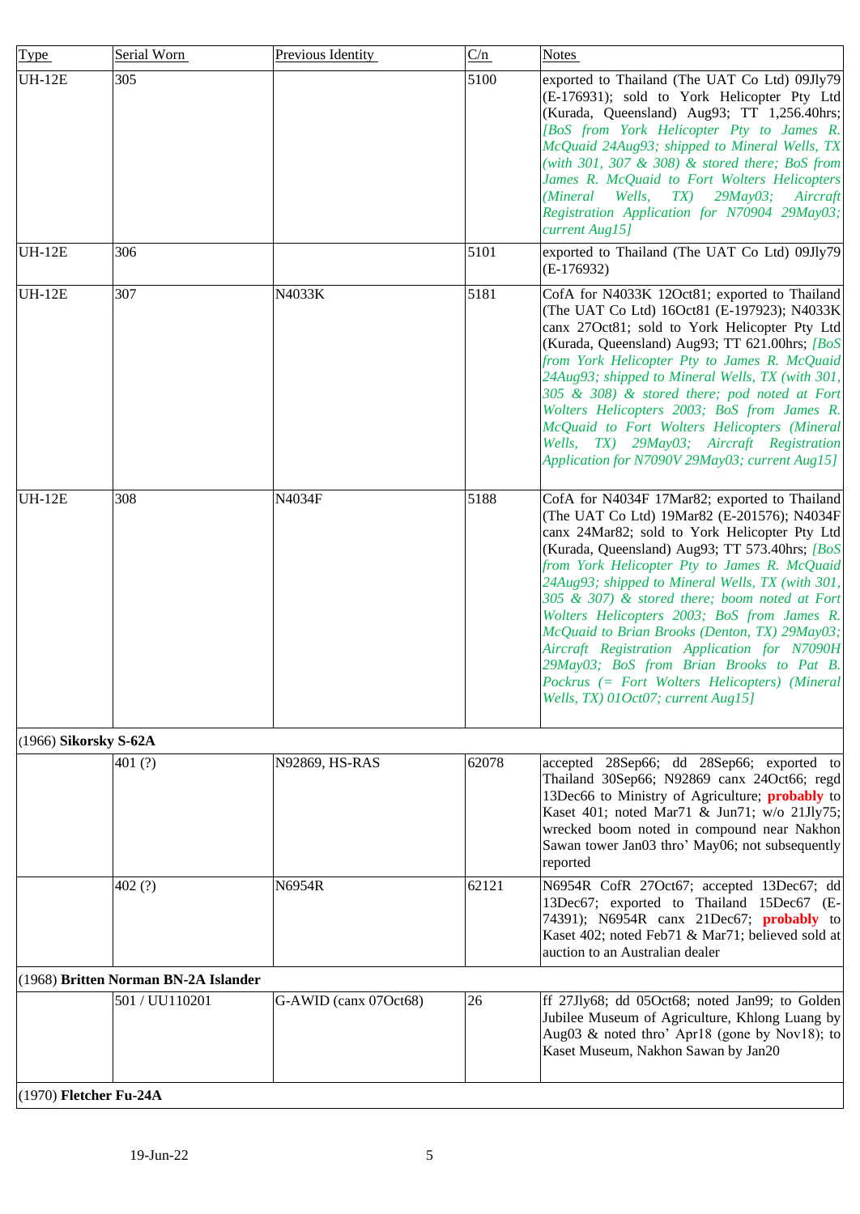| Type | Serial Worn | Previous Identity | C/n | Notes |
|---|---|---|---|---|
| UH-12E | 305 | | 5100 | exported to Thailand (The UAT Co Ltd) 09Jly79 (E-176931); sold to York Helicopter Pty Ltd (Kurada, Queensland) Aug93; TT 1,256.40hrs; *[BoS from York Helicopter Pty to James R. McQuaid 24Aug93; shipped to Mineral Wells, TX (with 301, 307 & 308) & stored there; BoS from James R. McQuaid to Fort Wolters Helicopters (Mineral Wells, TX) 29May03; Aircraft Registration Application for N70904 29May03; current Aug15]* |
| UH-12E | 306 | | 5101 | exported to Thailand (The UAT Co Ltd) 09Jly79 (E-176932) |
| UH-12E | 307 | N4033K | 5181 | CofA for N4033K 12Oct81; exported to Thailand (The UAT Co Ltd) 16Oct81 (E-197923); N4033K canx 27Oct81; sold to York Helicopter Pty Ltd (Kurada, Queensland) Aug93; TT 621.00hrs; *[BoS from York Helicopter Pty to James R. McQuaid 24Aug93; shipped to Mineral Wells, TX (with 301, 305 & 308) & stored there; pod noted at Fort Wolters Helicopters 2003; BoS from James R. McQuaid to Fort Wolters Helicopters (Mineral Wells, TX) 29May03; Aircraft Registration Application for N7090V 29May03; current Aug15]* |
| UH-12E | 308 | N4034F | 5188 | CofA for N4034F 17Mar82; exported to Thailand (The UAT Co Ltd) 19Mar82 (E-201576); N4034F canx 24Mar82; sold to York Helicopter Pty Ltd (Kurada, Queensland) Aug93; TT 573.40hrs; *[BoS from York Helicopter Pty to James R. McQuaid 24Aug93; shipped to Mineral Wells, TX (with 301, 305 & 307) & stored there; boom noted at Fort Wolters Helicopters 2003; BoS from James R. McQuaid to Brian Brooks (Denton, TX) 29May03; Aircraft Registration Application for N7090H 29May03; BoS from Brian Brooks to Pat B. Pockrus (= Fort Wolters Helicopters) (Mineral Wells, TX) 01Oct07; current Aug15]* |
| (1966) **Sikorsky S-62A** | | | | |
| | 401 (?) | N92869, HS-RAS | 62078 | accepted 28Sep66; dd 28Sep66; exported to Thailand 30Sep66; N92869 canx 24Oct66; regd 13Dec66 to Ministry of Agriculture; **probably** to Kaset 401; noted Mar71 & Jun71; w/o 21Jly75; wrecked boom noted in compound near Nakhon Sawan tower Jan03 thro' May06; not subsequently reported |
| | 402 (?) | N6954R | 62121 | N6954R CofR 27Oct67; accepted 13Dec67; dd 13Dec67; exported to Thailand 15Dec67 (E-74391); N6954R canx 21Dec67; **probably** to Kaset 402; noted Feb71 & Mar71; believed sold at auction to an Australian dealer |
| (1968) **Britten Norman BN-2A Islander** | | | | |
| | 501 / UU110201 | G-AWID (canx 07Oct68) | 26 | ff 27Jly68; dd 05Oct68; noted Jan99; to Golden Jubilee Museum of Agriculture, Khlong Luang by Aug03 & noted thro' Apr18 (gone by Nov18); to Kaset Museum, Nakhon Sawan by Jan20 |
| (1970) **Fletcher Fu-24A** | | | | |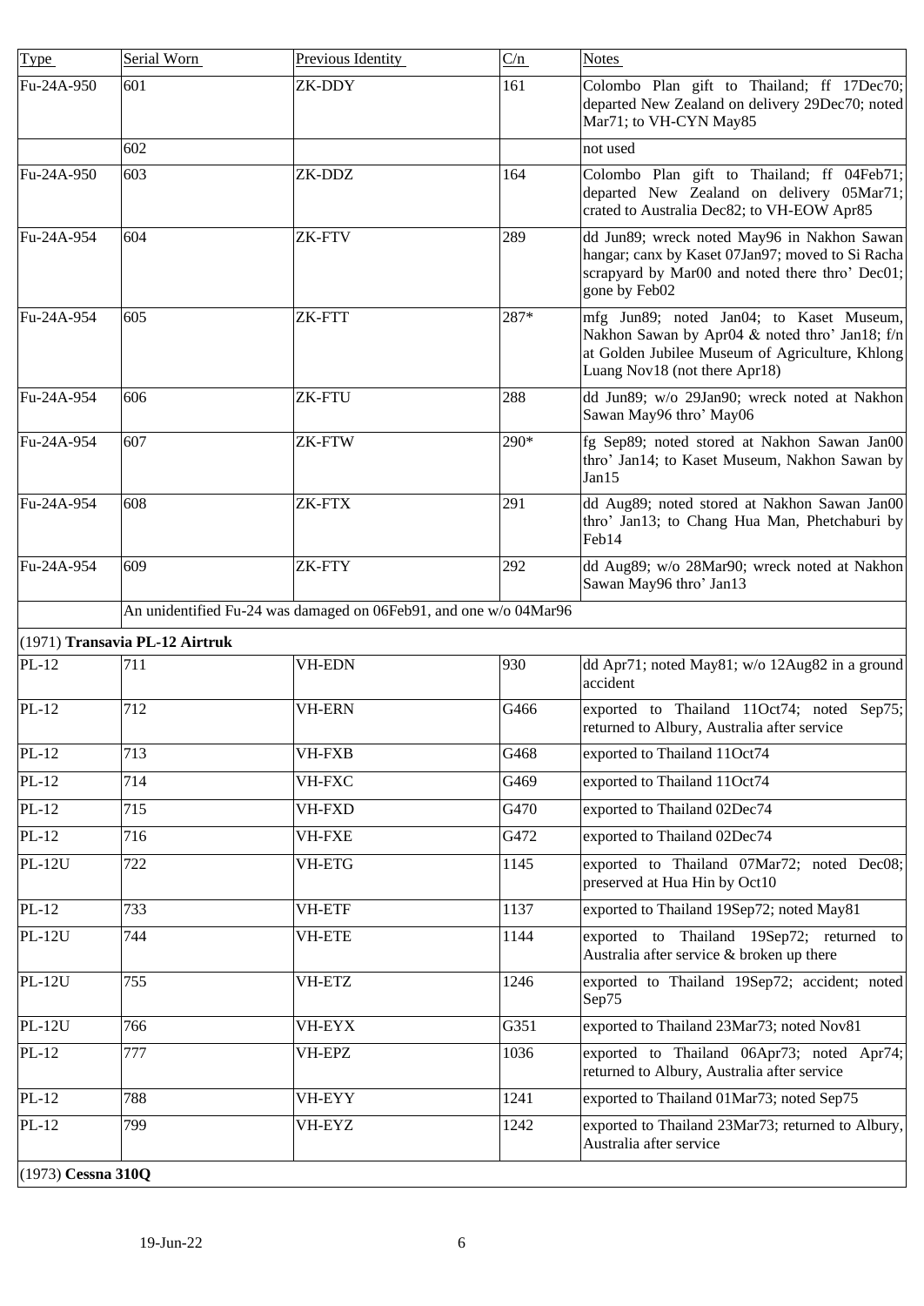| Type | Serial Worn | Previous Identity | C/n | Notes |
|---|---|---|---|---|
| Fu-24A-950 | 601 | ZK-DDY | 161 | Colombo Plan gift to Thailand; ff 17Dec70; departed New Zealand on delivery 29Dec70; noted Mar71; to VH-CYN May85 |
| | 602 | | | not used |
| Fu-24A-950 | 603 | ZK-DDZ | 164 | Colombo Plan gift to Thailand; ff 04Feb71; departed New Zealand on delivery 05Mar71; crated to Australia Dec82; to VH-EOW Apr85 |
| Fu-24A-954 | 604 | ZK-FTV | 289 | dd Jun89; wreck noted May96 in Nakhon Sawan hangar; canx by Kaset 07Jan97; moved to Si Racha scrapyard by Mar00 and noted there thro' Dec01; gone by Feb02 |
| Fu-24A-954 | 605 | ZK-FTT | 287* | mfg Jun89; noted Jan04; to Kaset Museum, Nakhon Sawan by Apr04 & noted thro' Jan18; f/n at Golden Jubilee Museum of Agriculture, Khlong Luang Nov18 (not there Apr18) |
| Fu-24A-954 | 606 | ZK-FTU | 288 | dd Jun89; w/o 29Jan90; wreck noted at Nakhon Sawan May96 thro' May06 |
| Fu-24A-954 | 607 | ZK-FTW | 290* | fg Sep89; noted stored at Nakhon Sawan Jan00 thro' Jan14; to Kaset Museum, Nakhon Sawan by Jan15 |
| Fu-24A-954 | 608 | ZK-FTX | 291 | dd Aug89; noted stored at Nakhon Sawan Jan00 thro' Jan13; to Chang Hua Man, Phetchaburi by Feb14 |
| Fu-24A-954 | 609 | ZK-FTY | 292 | dd Aug89; w/o 28Mar90; wreck noted at Nakhon Sawan May96 thro' Jan13 |
| | An unidentified Fu-24 was damaged on 06Feb91, and one w/o 04Mar96 | | | |
| (1971) **Transavia PL-12 Airtruk** | | | | |
| PL-12 | 711 | VH-EDN | 930 | dd Apr71; noted May81; w/o 12Aug82 in a ground accident |
| PL-12 | 712 | VH-ERN | G466 | exported to Thailand 11Oct74; noted Sep75; returned to Albury, Australia after service |
| PL-12 | 713 | VH-FXB | G468 | exported to Thailand 11Oct74 |
| PL-12 | 714 | VH-FXC | G469 | exported to Thailand 11Oct74 |
| PL-12 | 715 | VH-FXD | G470 | exported to Thailand 02Dec74 |
| PL-12 | 716 | VH-FXE | G472 | exported to Thailand 02Dec74 |
| PL-12U | 722 | VH-ETG | 1145 | exported to Thailand 07Mar72; noted Dec08; preserved at Hua Hin by Oct10 |
| PL-12 | 733 | VH-ETF | 1137 | exported to Thailand 19Sep72; noted May81 |
| PL-12U | 744 | VH-ETE | 1144 | exported to Thailand 19Sep72; returned to Australia after service & broken up there |
| PL-12U | 755 | VH-ETZ | 1246 | exported to Thailand 19Sep72; accident; noted Sep75 |
| PL-12U | 766 | VH-EYX | G351 | exported to Thailand 23Mar73; noted Nov81 |
| PL-12 | 777 | VH-EPZ | 1036 | exported to Thailand 06Apr73; noted Apr74; returned to Albury, Australia after service |
| PL-12 | 788 | VH-EYY | 1241 | exported to Thailand 01Mar73; noted Sep75 |
| PL-12 | 799 | VH-EYZ | 1242 | exported to Thailand 23Mar73; returned to Albury, Australia after service |
| (1973) **Cessna 310Q** | | | | |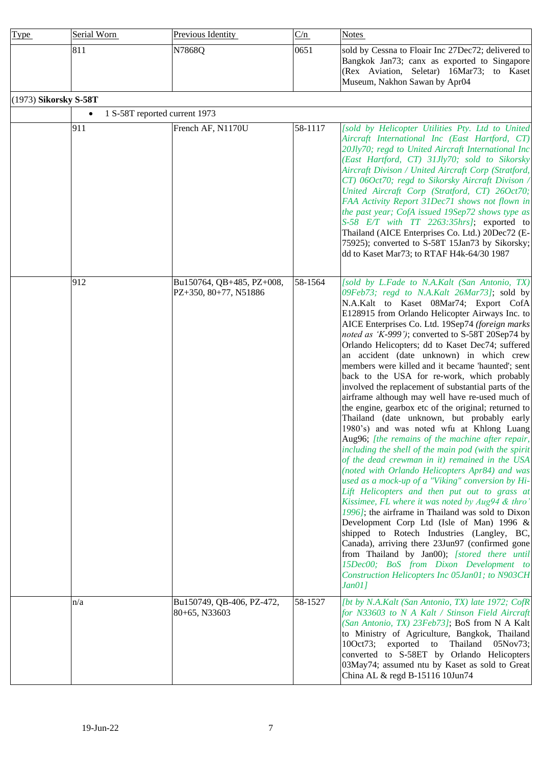| Type | Serial Worn | Previous Identity | C/n | Notes |
|---|---|---|---|---|
| | 811 | N7868Q | 0651 | sold by Cessna to Floair Inc 27Dec72; delivered to Bangkok Jan73; canx as exported to Singapore (Rex Aviation, Seletar) 16Mar73; to Kaset Museum, Nakhon Sawan by Apr04 |
| (1973) **Sikorsky S-58T** | | | | |
| | • 1 S-58T reported current 1973 | | | |
| | 911 | French AF, N1170U | 58-1117 | *[sold by Helicopter Utilities Pty. Ltd to United Aircraft International Inc (East Hartford, CT) 20Jly70; regd to United Aircraft International Inc (East Hartford, CT) 31Jly70; sold to Sikorsky Aircraft Divison / United Aircraft Corp (Stratford, CT) 06Oct70; regd to Sikorsky Aircraft Divison / United Aircraft Corp (Stratford, CT) 26Oct70; FAA Activity Report 31Dec71 shows not flown in the past year; CofA issued 19Sep72 shows type as S-58 E/T with TT 2263:35hrs]*; exported to Thailand (AICE Enterprises Co. Ltd.) 20Dec72 (E-75925); converted to S-58T 15Jan73 by Sikorsky; dd to Kaset Mar73; to RTAF H4k-64/30 1987 |
| | 912 | Bu150764, QB+485, PZ+008, PZ+350, 80+77, N51886 | 58-1564 | *[sold by L.Fade to N.A.Kalt (San Antonio, TX) 09Feb73; regd to N.A.Kalt 26Mar73]*; sold by N.A.Kalt to Kaset 08Mar74; Export CofA E128915 from Orlando Helicopter Airways Inc. to AICE Enterprises Co. Ltd. 19Sep74 *(foreign marks noted as 'K-999')*; converted to S-58T 20Sep74 by Orlando Helicopters; dd to Kaset Dec74; suffered an accident (date unknown) in which crew members were killed and it became 'haunted'; sent back to the USA for re-work, which probably involved the replacement of substantial parts of the airframe although may well have re-used much of the engine, gearbox etc of the original; returned to Thailand (date unknown, but probably early 1980's) and was noted wfu at Khlong Luang Aug96; *[the remains of the machine after repair, including the shell of the main pod (with the spirit of the dead crewman in it) remained in the USA (noted with Orlando Helicopters Apr84) and was used as a mock-up of a "Viking" conversion by Hi-Lift Helicopters and then put out to grass at Kissimee, FL where it was noted by Aug94 & thro' 1996]*; the airframe in Thailand was sold to Dixon Development Corp Ltd (Isle of Man) 1996 & shipped to Rotech Industries (Langley, BC, Canada), arriving there 23Jun97 (confirmed gone from Thailand by Jan00); *[stored there until 15Dec00; BoS from Dixon Development to Construction Helicopters Inc 05Jan01; to N903CH Jan01]* |
| | n/a | Bu150749, QB-406, PZ-472, 80+65, N33603 | 58-1527 | *[bt by N.A.Kalt (San Antonio, TX) late 1972; CofR for N33603 to N A Kalt / Stinson Field Aircraft (San Antonio, TX) 23Feb73]*; BoS from N A Kalt to Ministry of Agriculture, Bangkok, Thailand 10Oct73; exported to Thailand 05Nov73; converted to S-58ET by Orlando Helicopters 03May74; assumed ntu by Kaset as sold to Great China AL & regd B-15116 10Jun74 |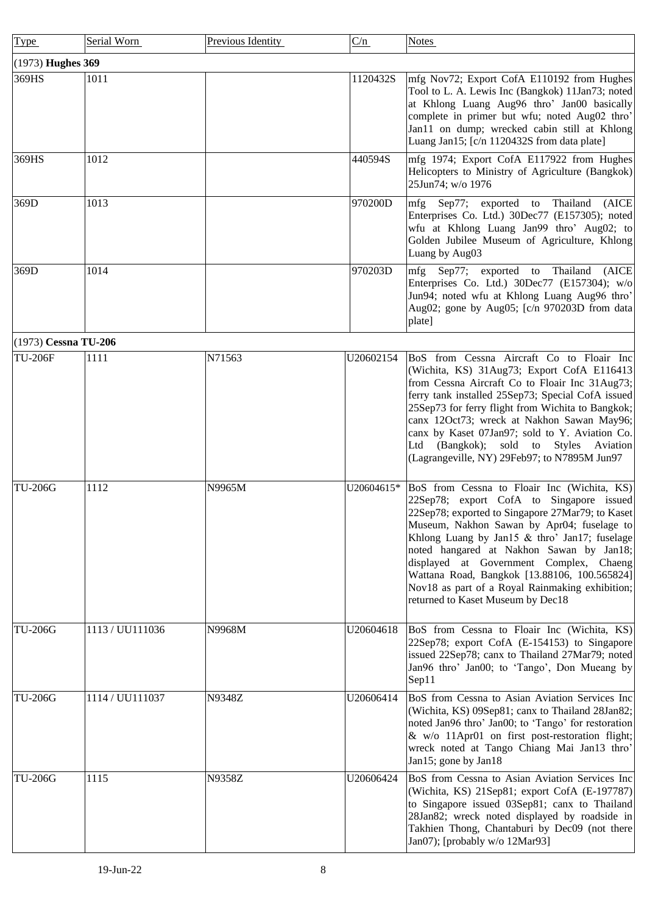| Type | Serial Worn | Previous Identity | C/n | Notes |
|---|---|---|---|---|
| (1973) **Hughes 369** | | | | |
| 369HS | 1011 | | 1120432S | mfg Nov72; Export CofA E110192 from Hughes Tool to L. A. Lewis Inc (Bangkok) 11Jan73; noted at Khlong Luang Aug96 thro' Jan00 basically complete in primer but wfu; noted Aug02 thro' Jan11 on dump; wrecked cabin still at Khlong Luang Jan15; [c/n 1120432S from data plate] |
| 369HS | 1012 | | 440594S | mfg 1974; Export CofA E117922 from Hughes Helicopters to Ministry of Agriculture (Bangkok) 25Jun74; w/o 1976 |
| 369D | 1013 | | 970200D | mfg Sep77; exported to Thailand (AICE Enterprises Co. Ltd.) 30Dec77 (E157305); noted wfu at Khlong Luang Jan99 thro' Aug02; to Golden Jubilee Museum of Agriculture, Khlong Luang by Aug03 |
| 369D | 1014 | | 970203D | mfg Sep77; exported to Thailand (AICE Enterprises Co. Ltd.) 30Dec77 (E157304); w/o Jun94; noted wfu at Khlong Luang Aug96 thro' Aug02; gone by Aug05; [c/n 970203D from data plate] |
| (1973) **Cessna TU-206** | | | | |
| TU-206F | 1111 | N71563 | U20602154 | BoS from Cessna Aircraft Co to Floair Inc (Wichita, KS) 31Aug73; Export CofA E116413 from Cessna Aircraft Co to Floair Inc 31Aug73; ferry tank installed 25Sep73; Special CofA issued 25Sep73 for ferry flight from Wichita to Bangkok; canx 12Oct73; wreck at Nakhon Sawan May96; canx by Kaset 07Jan97; sold to Y. Aviation Co. Ltd (Bangkok); sold to Styles Aviation (Lagrangeville, NY) 29Feb97; to N7895M Jun97 |
| TU-206G | 1112 | N9965M | U20604615* | BoS from Cessna to Floair Inc (Wichita, KS) 22Sep78; export CofA to Singapore issued 22Sep78; exported to Singapore 27Mar79; to Kaset Museum, Nakhon Sawan by Apr04; fuselage to Khlong Luang by Jan15 & thro' Jan17; fuselage noted hangared at Nakhon Sawan by Jan18; displayed at Government Complex, Chaeng Wattana Road, Bangkok [13.88106, 100.565824] Nov18 as part of a Royal Rainmaking exhibition; returned to Kaset Museum by Dec18 |
| TU-206G | 1113 / UU111036 | N9968M | U20604618 | BoS from Cessna to Floair Inc (Wichita, KS) 22Sep78; export CofA (E-154153) to Singapore issued 22Sep78; canx to Thailand 27Mar79; noted Jan96 thro' Jan00; to 'Tango', Don Mueang by Sep11 |
| TU-206G | 1114 / UU111037 | N9348Z | U20606414 | BoS from Cessna to Asian Aviation Services Inc (Wichita, KS) 09Sep81; canx to Thailand 28Jan82; noted Jan96 thro' Jan00; to 'Tango' for restoration & w/o 11Apr01 on first post-restoration flight; wreck noted at Tango Chiang Mai Jan13 thro' Jan15; gone by Jan18 |
| TU-206G | 1115 | N9358Z | U20606424 | BoS from Cessna to Asian Aviation Services Inc (Wichita, KS) 21Sep81; export CofA (E-197787) to Singapore issued 03Sep81; canx to Thailand 28Jan82; wreck noted displayed by roadside in Takhien Thong, Chantaburi by Dec09 (not there Jan07); [probably w/o 12Mar93] |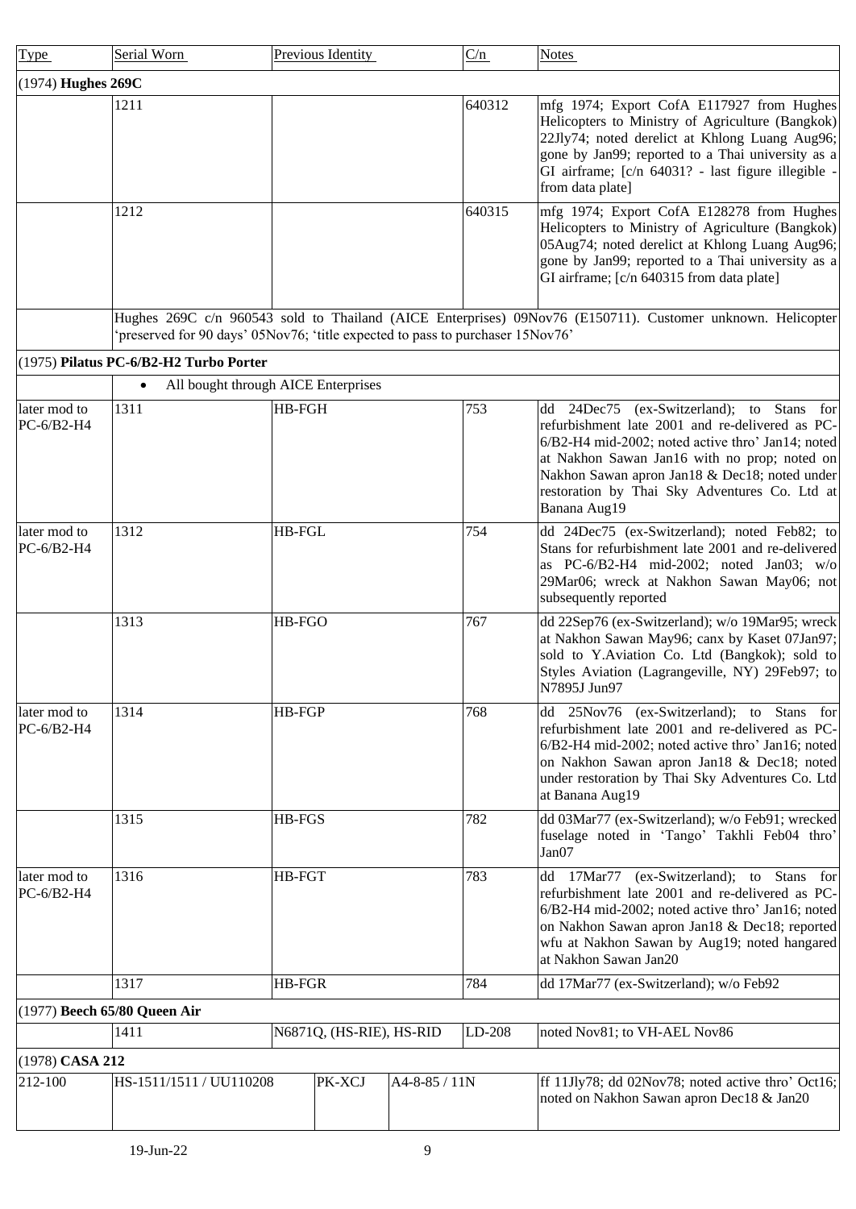| Type | Serial Worn | Previous Identity | C/n | Notes |
|---|---|---|---|---|
| (1974) **Hughes 269C** | | | | |
| | 1211 | | 640312 | mfg 1974; Export CofA E117927 from Hughes Helicopters to Ministry of Agriculture (Bangkok) 22Jly74; noted derelict at Khlong Luang Aug96; gone by Jan99; reported to a Thai university as a GI airframe; [c/n 64031? - last figure illegible - from data plate] |
| | 1212 | | 640315 | mfg 1974; Export CofA E128278 from Hughes Helicopters to Ministry of Agriculture (Bangkok) 05Aug74; noted derelict at Khlong Luang Aug96; gone by Jan99; reported to a Thai university as a GI airframe; [c/n 640315 from data plate] |
| | Hughes 269C c/n 960543 sold to Thailand (AICE Enterprises) 09Nov76 (E150711). Customer unknown. Helicopter 'preserved for 90 days' 05Nov76; 'title expected to pass to purchaser 15Nov76' | | | |
| (1975) **Pilatus PC-6/B2-H2 Turbo Porter** | | | | |
| | • All bought through AICE Enterprises | | | |
| later mod to PC-6/B2-H4 | 1311 | HB-FGH | 753 | dd 24Dec75 (ex-Switzerland); to Stans for refurbishment late 2001 and re-delivered as PC-6/B2-H4 mid-2002; noted active thro' Jan14; noted at Nakhon Sawan Jan16 with no prop; noted on Nakhon Sawan apron Jan18 & Dec18; noted under restoration by Thai Sky Adventures Co. Ltd at Banana Aug19 |
| later mod to PC-6/B2-H4 | 1312 | HB-FGL | 754 | dd 24Dec75 (ex-Switzerland); noted Feb82; to Stans for refurbishment late 2001 and re-delivered as PC-6/B2-H4 mid-2002; noted Jan03; w/o 29Mar06; wreck at Nakhon Sawan May06; not subsequently reported |
| | 1313 | HB-FGO | 767 | dd 22Sep76 (ex-Switzerland); w/o 19Mar95; wreck at Nakhon Sawan May96; canx by Kaset 07Jan97; sold to Y.Aviation Co. Ltd (Bangkok); sold to Styles Aviation (Lagrangeville, NY) 29Feb97; to N7895J Jun97 |
| later mod to PC-6/B2-H4 | 1314 | HB-FGP | 768 | dd 25Nov76 (ex-Switzerland); to Stans for refurbishment late 2001 and re-delivered as PC-6/B2-H4 mid-2002; noted active thro' Jan16; noted on Nakhon Sawan apron Jan18 & Dec18; noted under restoration by Thai Sky Adventures Co. Ltd at Banana Aug19 |
| | 1315 | HB-FGS | 782 | dd 03Mar77 (ex-Switzerland); w/o Feb91; wrecked fuselage noted in 'Tango' Takhli Feb04 thro' Jan07 |
| later mod to PC-6/B2-H4 | 1316 | HB-FGT | 783 | dd 17Mar77 (ex-Switzerland); to Stans for refurbishment late 2001 and re-delivered as PC-6/B2-H4 mid-2002; noted active thro' Jan16; noted on Nakhon Sawan apron Jan18 & Dec18; reported wfu at Nakhon Sawan by Aug19; noted hangared at Nakhon Sawan Jan20 |
| | 1317 | HB-FGR | 784 | dd 17Mar77 (ex-Switzerland); w/o Feb92 |
| (1977) **Beech 65/80 Queen Air** | | | | |
| | 1411 | N6871Q, (HS-RIE), HS-RID | LD-208 | noted Nov81; to VH-AEL Nov86 |
| (1978) **CASA 212** | | | | |
| 212-100 | HS-1511/1511 / UU110208 | PK-XCJ | A4-8-85 / 11N | ff 11Jly78; dd 02Nov78; noted active thro' Oct16; noted on Nakhon Sawan apron Dec18 & Jan20 |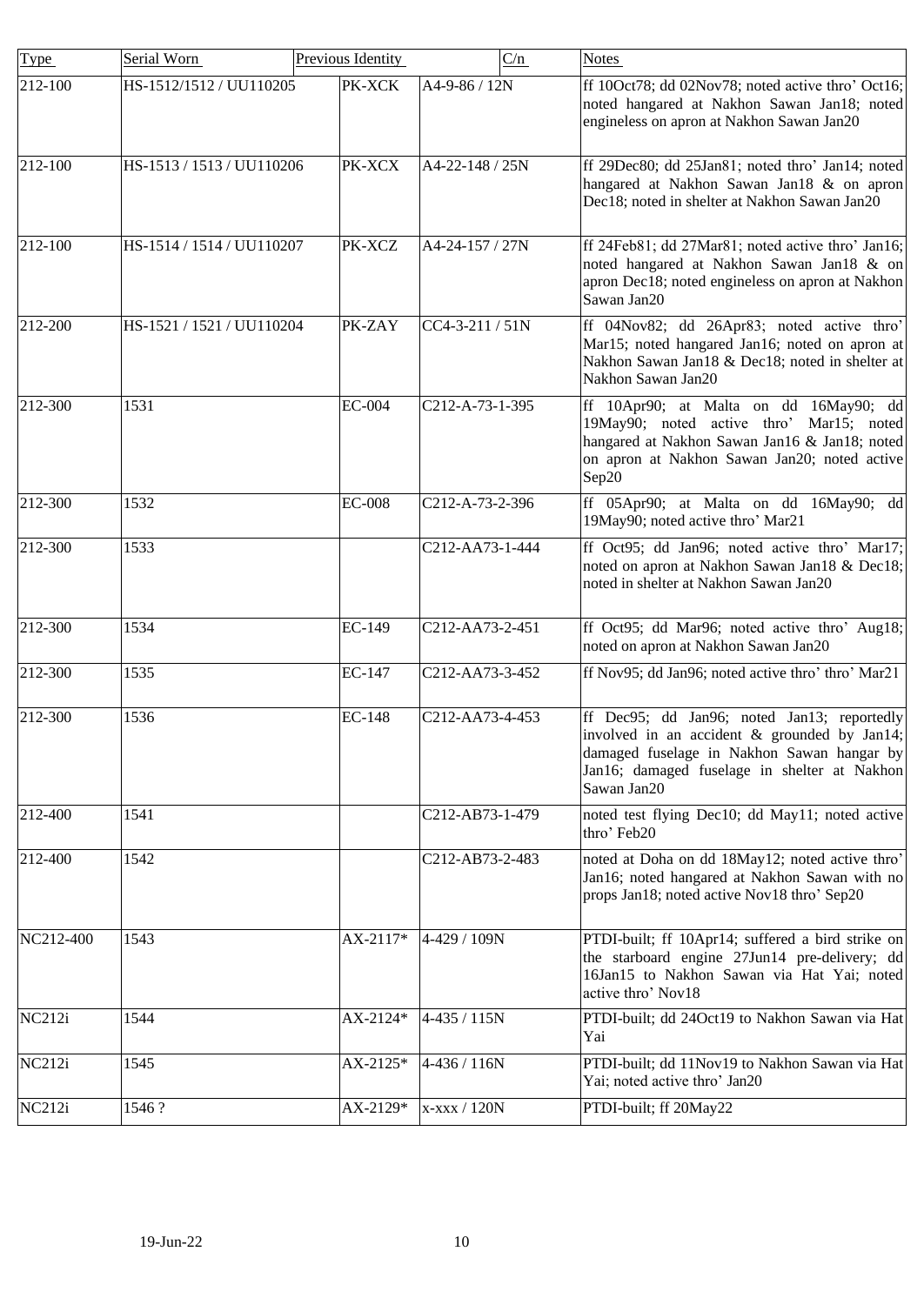| Type | Serial Worn | Previous Identity | C/n | Notes |
|---|---|---|---|---|
| 212-100 | HS-1512/1512 / UU110205 | PK-XCK | A4-9-86 / 12N | ff 10Oct78; dd 02Nov78; noted active thro' Oct16; noted hangared at Nakhon Sawan Jan18; noted engineless on apron at Nakhon Sawan Jan20 |
| 212-100 | HS-1513 / 1513 / UU110206 | PK-XCX | A4-22-148 / 25N | ff 29Dec80; dd 25Jan81; noted thro' Jan14; noted hangared at Nakhon Sawan Jan18 & on apron Dec18; noted in shelter at Nakhon Sawan Jan20 |
| 212-100 | HS-1514 / 1514 / UU110207 | PK-XCZ | A4-24-157 / 27N | ff 24Feb81; dd 27Mar81; noted active thro' Jan16; noted hangared at Nakhon Sawan Jan18 & on apron Dec18; noted engineless on apron at Nakhon Sawan Jan20 |
| 212-200 | HS-1521 / 1521 / UU110204 | PK-ZAY | CC4-3-211 / 51N | ff 04Nov82; dd 26Apr83; noted active thro' Mar15; noted hangared Jan16; noted on apron at Nakhon Sawan Jan18 & Dec18; noted in shelter at Nakhon Sawan Jan20 |
| 212-300 | 1531 | EC-004 | C212-A-73-1-395 | ff 10Apr90; at Malta on dd 16May90; dd 19May90; noted active thro' Mar15; noted hangared at Nakhon Sawan Jan16 & Jan18; noted on apron at Nakhon Sawan Jan20; noted active Sep20 |
| 212-300 | 1532 | EC-008 | C212-A-73-2-396 | ff 05Apr90; at Malta on dd 16May90; dd 19May90; noted active thro' Mar21 |
| 212-300 | 1533 | | C212-AA73-1-444 | ff Oct95; dd Jan96; noted active thro' Mar17; noted on apron at Nakhon Sawan Jan18 & Dec18; noted in shelter at Nakhon Sawan Jan20 |
| 212-300 | 1534 | EC-149 | C212-AA73-2-451 | ff Oct95; dd Mar96; noted active thro' Aug18; noted on apron at Nakhon Sawan Jan20 |
| 212-300 | 1535 | EC-147 | C212-AA73-3-452 | ff Nov95; dd Jan96; noted active thro' thro' Mar21 |
| 212-300 | 1536 | EC-148 | C212-AA73-4-453 | ff Dec95; dd Jan96; noted Jan13; reportedly involved in an accident & grounded by Jan14; damaged fuselage in Nakhon Sawan hangar by Jan16; damaged fuselage in shelter at Nakhon Sawan Jan20 |
| 212-400 | 1541 | | C212-AB73-1-479 | noted test flying Dec10; dd May11; noted active thro' Feb20 |
| 212-400 | 1542 | | C212-AB73-2-483 | noted at Doha on dd 18May12; noted active thro' Jan16; noted hangared at Nakhon Sawan with no props Jan18; noted active Nov18 thro' Sep20 |
| NC212-400 | 1543 | AX-2117* | 4-429 / 109N | PTDI-built; ff 10Apr14; suffered a bird strike on the starboard engine 27Jun14 pre-delivery; dd 16Jan15 to Nakhon Sawan via Hat Yai; noted active thro' Nov18 |
| NC212i | 1544 | AX-2124* | 4-435 / 115N | PTDI-built; dd 24Oct19 to Nakhon Sawan via Hat Yai |
| NC212i | 1545 | AX-2125* | 4-436 / 116N | PTDI-built; dd 11Nov19 to Nakhon Sawan via Hat Yai; noted active thro' Jan20 |
| NC212i | 1546 ? | AX-2129* | x-xxx / 120N | PTDI-built; ff 20May22 |

19-Jun-22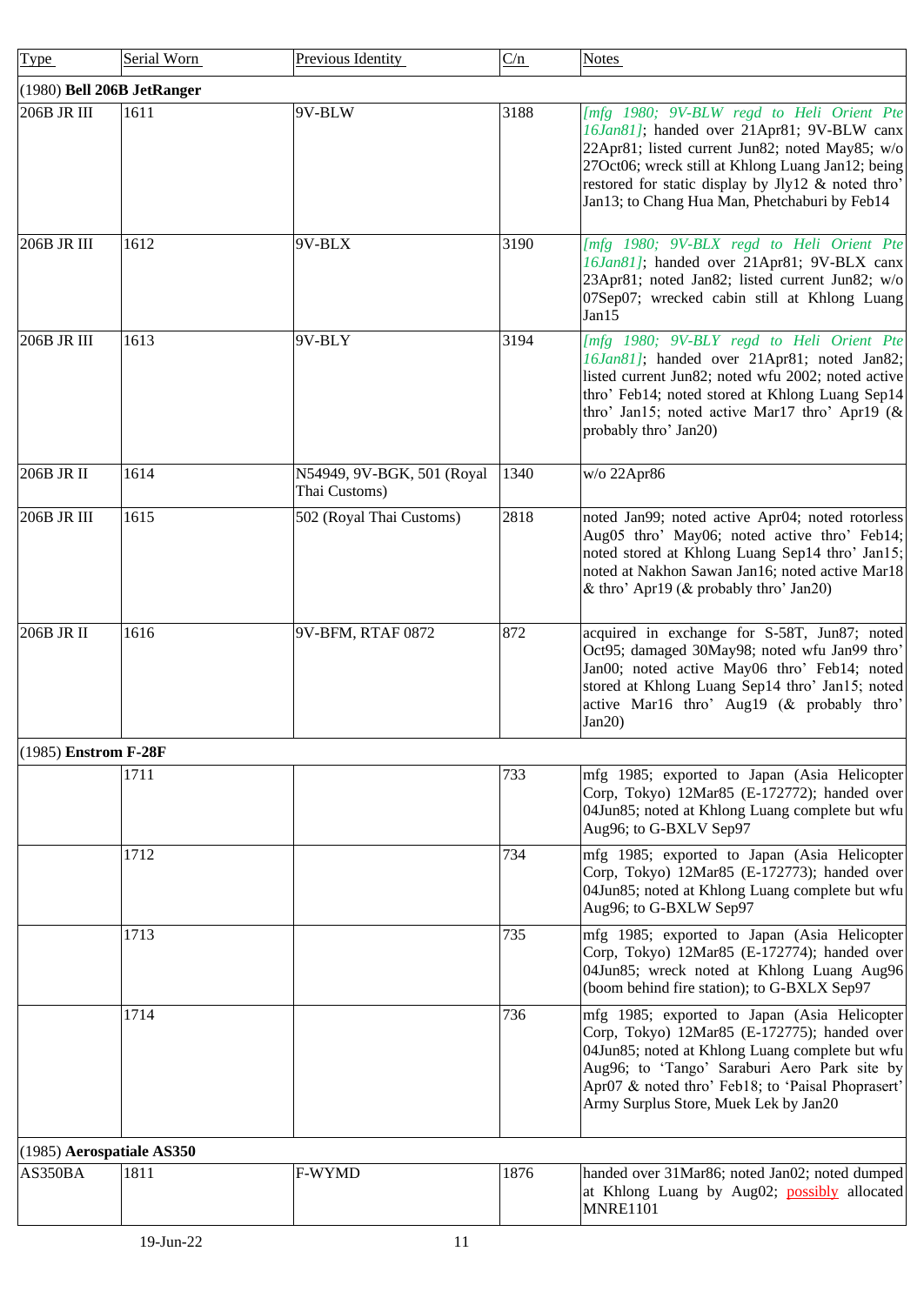| Type | Serial Worn | Previous Identity | C/n | Notes |
|---|---|---|---|---|
| (1980) **Bell 206B JetRanger** | | | | |
| 206B JR III | 1611 | 9V-BLW | 3188 | *[mfg 1980; 9V-BLW regd to Heli Orient Pte 16Jan81]*; handed over 21Apr81; 9V-BLW canx 22Apr81; listed current Jun82; noted May85; w/o 27Oct06; wreck still at Khlong Luang Jan12; being restored for static display by Jly12 & noted thro' Jan13; to Chang Hua Man, Phetchaburi by Feb14 |
| 206B JR III | 1612 | 9V-BLX | 3190 | *[mfg 1980; 9V-BLX regd to Heli Orient Pte 16Jan81]*; handed over 21Apr81; 9V-BLX canx 23Apr81; noted Jan82; listed current Jun82; w/o 07Sep07; wrecked cabin still at Khlong Luang Jan15 |
| 206B JR III | 1613 | 9V-BLY | 3194 | *[mfg 1980; 9V-BLY regd to Heli Orient Pte 16Jan81]*; handed over 21Apr81; noted Jan82; listed current Jun82; noted wfu 2002; noted active thro' Feb14; noted stored at Khlong Luang Sep14 thro' Jan15; noted active Mar17 thro' Apr19 (& probably thro' Jan20) |
| 206B JR II | 1614 | N54949, 9V-BGK, 501 (Royal Thai Customs) | 1340 | w/o 22Apr86 |
| 206B JR III | 1615 | 502 (Royal Thai Customs) | 2818 | noted Jan99; noted active Apr04; noted rotorless Aug05 thro' May06; noted active thro' Feb14; noted stored at Khlong Luang Sep14 thro' Jan15; noted at Nakhon Sawan Jan16; noted active Mar18 & thro' Apr19 (& probably thro' Jan20) |
| 206B JR II | 1616 | 9V-BFM, RTAF 0872 | 872 | acquired in exchange for S-58T, Jun87; noted Oct95; damaged 30May98; noted wfu Jan99 thro' Jan00; noted active May06 thro' Feb14; noted stored at Khlong Luang Sep14 thro' Jan15; noted active Mar16 thro' Aug19 (& probably thro' Jan20) |
| (1985) **Enstrom F-28F** | | | | |
| | 1711 | | 733 | mfg 1985; exported to Japan (Asia Helicopter Corp, Tokyo) 12Mar85 (E-172772); handed over 04Jun85; noted at Khlong Luang complete but wfu Aug96; to G-BXLV Sep97 |
| | 1712 | | 734 | mfg 1985; exported to Japan (Asia Helicopter Corp, Tokyo) 12Mar85 (E-172773); handed over 04Jun85; noted at Khlong Luang complete but wfu Aug96; to G-BXLW Sep97 |
| | 1713 | | 735 | mfg 1985; exported to Japan (Asia Helicopter Corp, Tokyo) 12Mar85 (E-172774); handed over 04Jun85; wreck noted at Khlong Luang Aug96 (boom behind fire station); to G-BXLX Sep97 |
| | 1714 | | 736 | mfg 1985; exported to Japan (Asia Helicopter Corp, Tokyo) 12Mar85 (E-172775); handed over 04Jun85; noted at Khlong Luang complete but wfu Aug96; to 'Tango' Saraburi Aero Park site by Apr07 & noted thro' Feb18; to 'Paisal Phoprasert' Army Surplus Store, Muek Lek by Jan20 |
| (1985) **Aerospatiale AS350** | | | | |
| AS350BA | 1811 | F-WYMD | 1876 | handed over 31Mar86; noted Jan02; noted dumped at Khlong Luang by Aug02; possibly allocated MNRE1101 |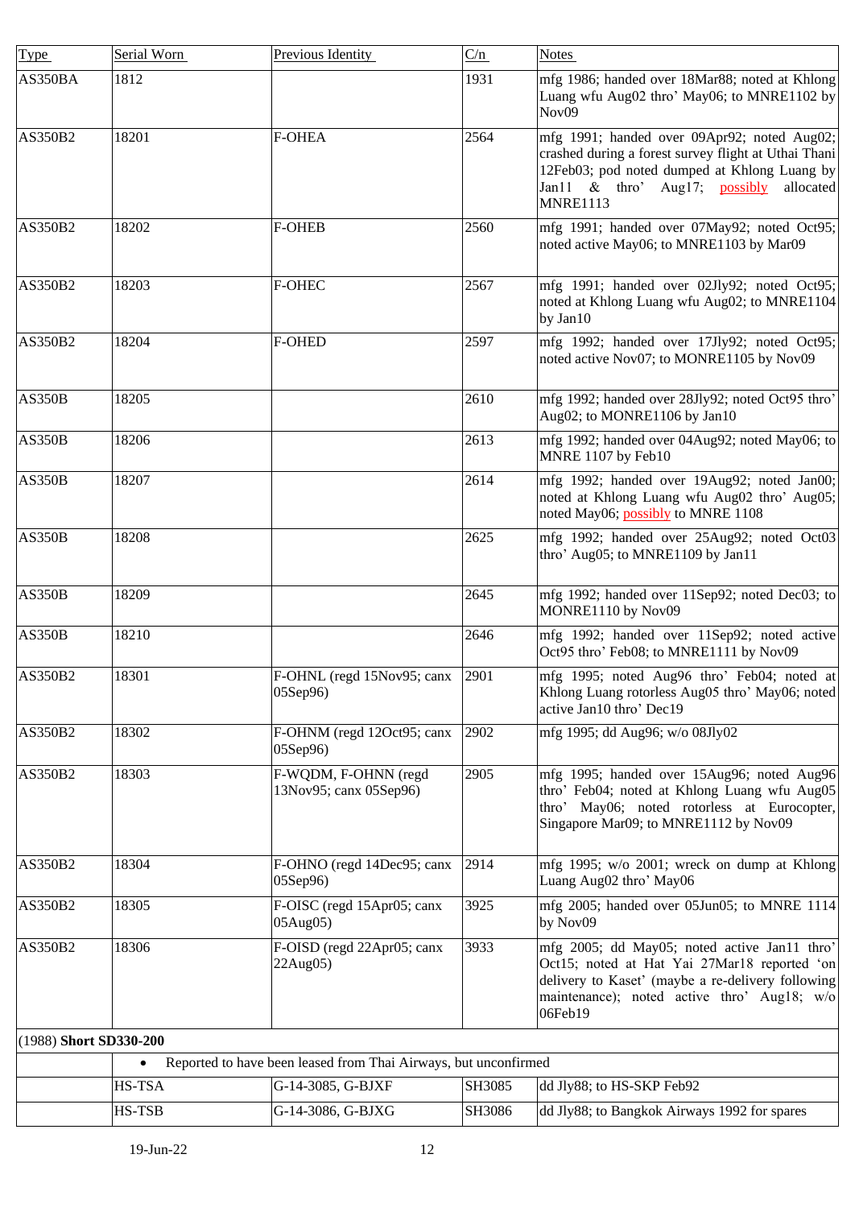| Type | Serial Worn | Previous Identity | C/n | Notes |
|---|---|---|---|---|
| AS350BA | 1812 | | 1931 | mfg 1986; handed over 18Mar88; noted at Khlong Luang wfu Aug02 thro' May06; to MNRE1102 by Nov09 |
| AS350B2 | 18201 | F-OHEA | 2564 | mfg 1991; handed over 09Apr92; noted Aug02; crashed during a forest survey flight at Uthai Thani 12Feb03; pod noted dumped at Khlong Luang by Jan11 & thro' Aug17; possibly allocated MNRE1113 |
| AS350B2 | 18202 | F-OHEB | 2560 | mfg 1991; handed over 07May92; noted Oct95; noted active May06; to MNRE1103 by Mar09 |
| AS350B2 | 18203 | F-OHEC | 2567 | mfg 1991; handed over 02Jly92; noted Oct95; noted at Khlong Luang wfu Aug02; to MNRE1104 by Jan10 |
| AS350B2 | 18204 | F-OHED | 2597 | mfg 1992; handed over 17Jly92; noted Oct95; noted active Nov07; to MONRE1105 by Nov09 |
| AS350B | 18205 | | 2610 | mfg 1992; handed over 28Jly92; noted Oct95 thro' Aug02; to MONRE1106 by Jan10 |
| AS350B | 18206 | | 2613 | mfg 1992; handed over 04Aug92; noted May06; to MNRE 1107 by Feb10 |
| AS350B | 18207 | | 2614 | mfg 1992; handed over 19Aug92; noted Jan00; noted at Khlong Luang wfu Aug02 thro' Aug05; noted May06; possibly to MNRE 1108 |
| AS350B | 18208 | | 2625 | mfg 1992; handed over 25Aug92; noted Oct03 thro' Aug05; to MNRE1109 by Jan11 |
| AS350B | 18209 | | 2645 | mfg 1992; handed over 11Sep92; noted Dec03; to MONRE1110 by Nov09 |
| AS350B | 18210 | | 2646 | mfg 1992; handed over 11Sep92; noted active Oct95 thro' Feb08; to MNRE1111 by Nov09 |
| AS350B2 | 18301 | F-OHNL (regd 15Nov95; canx 05Sep96) | 2901 | mfg 1995; noted Aug96 thro' Feb04; noted at Khlong Luang rotorless Aug05 thro' May06; noted active Jan10 thro' Dec19 |
| AS350B2 | 18302 | F-OHNM (regd 12Oct95; canx 05Sep96) | 2902 | mfg 1995; dd Aug96; w/o 08Jly02 |
| AS350B2 | 18303 | F-WQDM, F-OHNN (regd 13Nov95; canx 05Sep96) | 2905 | mfg 1995; handed over 15Aug96; noted Aug96 thro' Feb04; noted at Khlong Luang wfu Aug05 thro' May06; noted rotorless at Eurocopter, Singapore Mar09; to MNRE1112 by Nov09 |
| AS350B2 | 18304 | F-OHNO (regd 14Dec95; canx 05Sep96) | 2914 | mfg 1995; w/o 2001; wreck on dump at Khlong Luang Aug02 thro' May06 |
| AS350B2 | 18305 | F-OISC (regd 15Apr05; canx 05Aug05) | 3925 | mfg 2005; handed over 05Jun05; to MNRE 1114 by Nov09 |
| AS350B2 | 18306 | F-OISD (regd 22Apr05; canx 22Aug05) | 3933 | mfg 2005; dd May05; noted active Jan11 thro' Oct15; noted at Hat Yai 27Mar18 reported 'on delivery to Kaset' (maybe a re-delivery following maintenance); noted active thro' Aug18; w/o 06Feb19 |
| (1988) **Short SD330-200** | | | | |
| | • Reported to have been leased from Thai Airways, but unconfirmed | | | |
| | HS-TSA | G-14-3085, G-BJXF | SH3085 | dd Jly88; to HS-SKP Feb92 |
| | HS-TSB | G-14-3086, G-BJXG | SH3086 | dd Jly88; to Bangkok Airways 1992 for spares |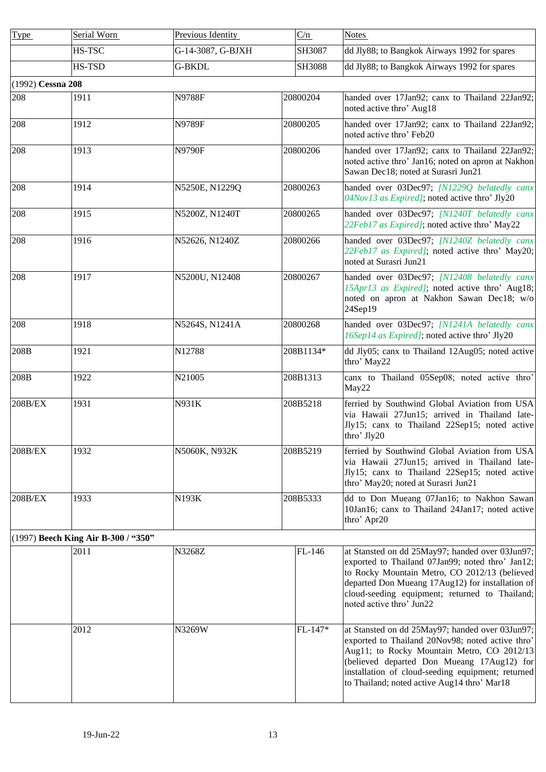| Type | Serial Worn | Previous Identity | C/n | Notes |
|---|---|---|---|---|
| | HS-TSC | G-14-3087, G-BJXH | SH3087 | dd Jly88; to Bangkok Airways 1992 for spares |
| | HS-TSD | G-BKDL | SH3088 | dd Jly88; to Bangkok Airways 1992 for spares |
| (1992) **Cessna 208** | | | | |
| 208 | 1911 | N9788F | 20800204 | handed over 17Jan92; canx to Thailand 22Jan92; noted active thro' Aug18 |
| 208 | 1912 | N9789F | 20800205 | handed over 17Jan92; canx to Thailand 22Jan92; noted active thro' Feb20 |
| 208 | 1913 | N9790F | 20800206 | handed over 17Jan92; canx to Thailand 22Jan92; noted active thro' Jan16; noted on apron at Nakhon Sawan Dec18; noted at Surasri Jun21 |
| 208 | 1914 | N5250E, N1229Q | 20800263 | handed over 03Dec97; *[N1229Q belatedly canx 04Nov13 as Expired]*; noted active thro' Jly20 |
| 208 | 1915 | N5200Z, N1240T | 20800265 | handed over 03Dec97; *[N1240T belatedly canx 22Feb17 as Expired]*; noted active thro' May22 |
| 208 | 1916 | N52626, N1240Z | 20800266 | handed over 03Dec97; *[N1240Z belatedly canx 22Feb17 as Expired]*; noted active thro' May20; noted at Surasri Jun21 |
| 208 | 1917 | N5200U, N12408 | 20800267 | handed over 03Dec97; *[N12408 belatedly canx 15Apr13 as Expired]*; noted active thro' Aug18; noted on apron at Nakhon Sawan Dec18; w/o 24Sep19 |
| 208 | 1918 | N5264S, N1241A | 20800268 | handed over 03Dec97; *[N1241A belatedly canx 16Sep14 as Expired]*; noted active thro' Jly20 |
| 208B | 1921 | N12788 | 208B1134* | dd Jly05; canx to Thailand 12Aug05; noted active thro' May22 |
| 208B | 1922 | N21005 | 208B1313 | canx to Thailand 05Sep08; noted active thro' May22 |
| 208B/EX | 1931 | N931K | 208B5218 | ferried by Southwind Global Aviation from USA via Hawaii 27Jun15; arrived in Thailand late-Jly15; canx to Thailand 22Sep15; noted active thro' Jly20 |
| 208B/EX | 1932 | N5060K, N932K | 208B5219 | ferried by Southwind Global Aviation from USA via Hawaii 27Jun15; arrived in Thailand late-Jly15; canx to Thailand 22Sep15; noted active thro' May20; noted at Surasri Jun21 |
| 208B/EX | 1933 | N193K | 208B5333 | dd to Don Mueang 07Jan16; to Nakhon Sawan 10Jan16; canx to Thailand 24Jan17; noted active thro' Apr20 |
| (1997) **Beech King Air B-300 / "350"** | | | | |
| | 2011 | N3268Z | FL-146 | at Stansted on dd 25May97; handed over 03Jun97; exported to Thailand 07Jan99; noted thro' Jan12; to Rocky Mountain Metro, CO 2012/13 (believed departed Don Mueang 17Aug12) for installation of cloud-seeding equipment; returned to Thailand; noted active thro' Jun22 |
| | 2012 | N3269W | FL-147* | at Stansted on dd 25May97; handed over 03Jun97; exported to Thailand 20Nov98; noted active thro' Aug11; to Rocky Mountain Metro, CO 2012/13 (believed departed Don Mueang 17Aug12) for installation of cloud-seeding equipment; returned to Thailand; noted active Aug14 thro' Mar18 |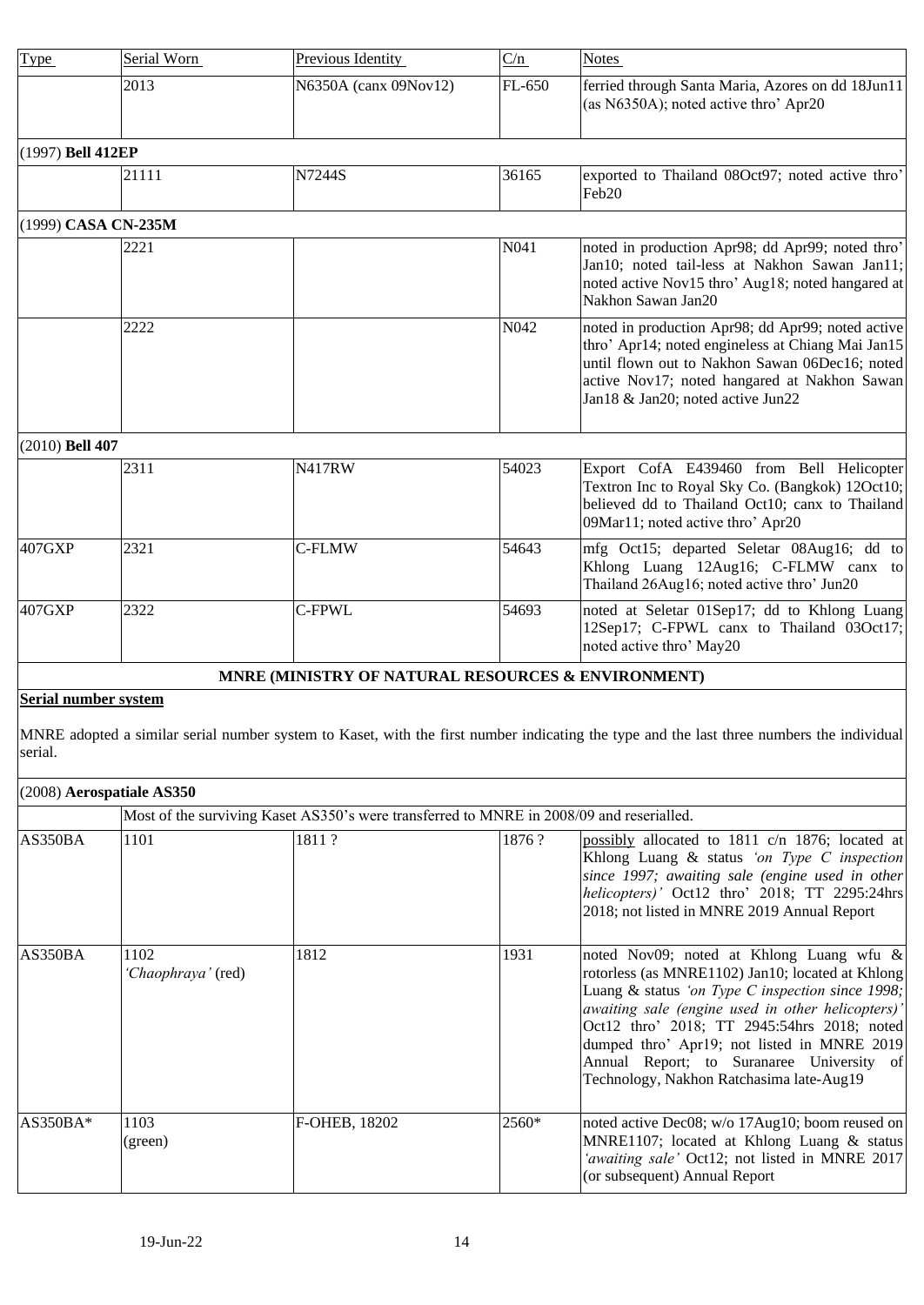| Type | Serial Worn | Previous Identity | C/n | Notes |
|---|---|---|---|---|
| | 2013 | N6350A (canx 09Nov12) | FL-650 | ferried through Santa Maria, Azores on dd 18Jun11 (as N6350A); noted active thro' Apr20 |
| (1997) **Bell 412EP** | | | | |
| | 21111 | N7244S | 36165 | exported to Thailand 08Oct97; noted active thro' Feb20 |
| (1999) **CASA CN-235M** | | | | |
| | 2221 | | N041 | noted in production Apr98; dd Apr99; noted thro' Jan10; noted tail-less at Nakhon Sawan Jan11; noted active Nov15 thro' Aug18; noted hangared at Nakhon Sawan Jan20 |
| | 2222 | | N042 | noted in production Apr98; dd Apr99; noted active thro' Apr14; noted engineless at Chiang Mai Jan15 until flown out to Nakhon Sawan 06Dec16; noted active Nov17; noted hangared at Nakhon Sawan Jan18 & Jan20; noted active Jun22 |
| (2010) **Bell 407** | | | | |
| | 2311 | N417RW | 54023 | Export CofA E439460 from Bell Helicopter Textron Inc to Royal Sky Co. (Bangkok) 12Oct10; believed dd to Thailand Oct10; canx to Thailand 09Mar11; noted active thro' Apr20 |
| 407GXP | 2321 | C-FLMW | 54643 | mfg Oct15; departed Seletar 08Aug16; dd to Khlong Luang 12Aug16; C-FLMW canx to Thailand 26Aug16; noted active thro' Jun20 |
| 407GXP | 2322 | C-FPWL | 54693 | noted at Seletar 01Sep17; dd to Khlong Luang 12Sep17; C-FPWL canx to Thailand 03Oct17; noted active thro' May20 |

**MNRE (MINISTRY OF NATURAL RESOURCES & ENVIRONMENT)**

**Serial number system**

MNRE adopted a similar serial number system to Kaset, with the first number indicating the type and the last three numbers the individual serial.

| Type | Serial Worn | Previous Identity | C/n | Notes |
|---|---|---|---|---|
| (2008) **Aerospatiale AS350** | | | | |
| | Most of the surviving Kaset AS350's were transferred to MNRE in 2008/09 and reserialled. | | | |
| AS350BA | 1101 | 1811 ? | 1876 ? | possibly allocated to 1811 c/n 1876; located at Khlong Luang & status *'on Type C inspection since 1997; awaiting sale (engine used in other helicopters)'* Oct12 thro' 2018; TT 2295:24hrs 2018; not listed in MNRE 2019 Annual Report |
| AS350BA | 1102 *'Chaophraya'* (red) | 1812 | 1931 | noted Nov09; noted at Khlong Luang wfu & rotorless (as MNRE1102) Jan10; located at Khlong Luang & status *'on Type C inspection since 1998; awaiting sale (engine used in other helicopters)'* Oct12 thro' 2018; TT 2945:54hrs 2018; noted dumped thro' Apr19; not listed in MNRE 2019 Annual Report; to Suranaree University of Technology, Nakhon Ratchasima late-Aug19 |
| AS350BA* | 1103 (green) | F-OHEB, 18202 | 2560* | noted active Dec08; w/o 17Aug10; boom reused on MNRE1107; located at Khlong Luang & status *'awaiting sale'* Oct12; not listed in MNRE 2017 (or subsequent) Annual Report |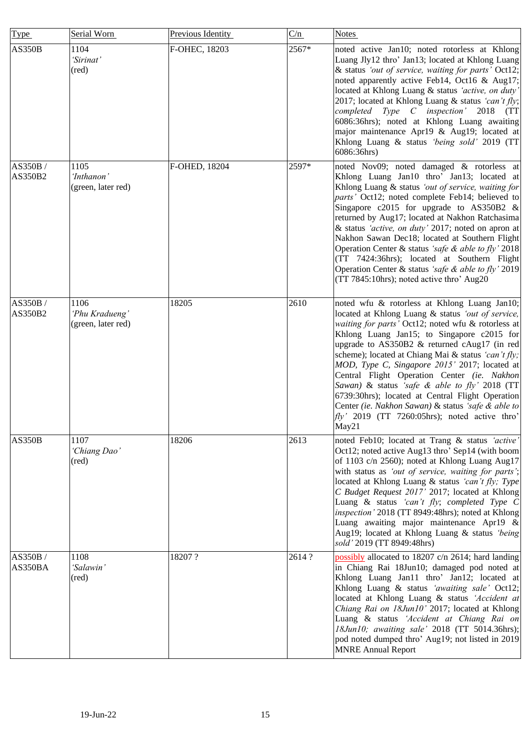| Type | Serial Worn | Previous Identity | C/n | Notes |
| --- | --- | --- | --- | --- |
| AS350B | 1104 *'Sirinat'* (red) | F-OHEC, 18203 | 2567* | noted active Jan10; noted rotorless at Khlong Luang Jly12 thro' Jan13; located at Khlong Luang & status *'out of service, waiting for parts'* Oct12; noted apparently active Feb14, Oct16 & Aug17; located at Khlong Luang & status *'active, on duty'* 2017; located at Khlong Luang & status *'can't fly; completed Type C inspection'* 2018 (TT 6086:36hrs); noted at Khlong Luang awaiting major maintenance Apr19 & Aug19; located at Khlong Luang & status *'being sold'* 2019 (TT 6086:36hrs) |
| AS350B / AS350B2 | 1105 *'Inthanon'* (green, later red) | F-OHED, 18204 | 2597* | noted Nov09; noted damaged & rotorless at Khlong Luang Jan10 thro' Jan13; located at Khlong Luang & status *'out of service, waiting for parts'* Oct12; noted complete Feb14; believed to Singapore c2015 for upgrade to AS350B2 & returned by Aug17; located at Nakhon Ratchasima & status *'active, on duty'* 2017; noted on apron at Nakhon Sawan Dec18; located at Southern Flight Operation Center & status *'safe & able to fly'* 2018 (TT 7424:36hrs); located at Southern Flight Operation Center & status *'safe & able to fly'* 2019 (TT 7845:10hrs); noted active thro' Aug20 |
| AS350B / AS350B2 | 1106 *'Phu Kradueng'* (green, later red) | 18205 | 2610 | noted wfu & rotorless at Khlong Luang Jan10; located at Khlong Luang & status *'out of service, waiting for parts'* Oct12; noted wfu & rotorless at Khlong Luang Jan15; to Singapore c2015 for upgrade to AS350B2 & returned cAug17 (in red scheme); located at Chiang Mai & status *'can't fly; MOD, Type C, Singapore 2015'* 2017; located at Central Flight Operation Center *(ie. Nakhon Sawan)* & status *'safe & able to fly'* 2018 (TT 6739:30hrs); located at Central Flight Operation Center *(ie. Nakhon Sawan)* & status *'safe & able to fly'* 2019 (TT 7260:05hrs); noted active thro' May21 |
| AS350B | 1107 *'Chiang Dao'* (red) | 18206 | 2613 | noted Feb10; located at Trang & status *'active'* Oct12; noted active Aug13 thro' Sep14 (with boom of 1103 c/n 2560); noted at Khlong Luang Aug17 with status as *'out of service, waiting for parts'*; located at Khlong Luang & status *'can't fly; Type C Budget Request 2017'* 2017; located at Khlong Luang & status *'can't fly; completed Type C inspection'* 2018 (TT 8949:48hrs); noted at Khlong Luang awaiting major maintenance Apr19 & Aug19; located at Khlong Luang & status *'being sold'* 2019 (TT 8949:48hrs) |
| AS350B / AS350BA | 1108 *'Salawin'* (red) | 18207 ? | 2614 ? | possibly allocated to 18207 c/n 2614; hard landing in Chiang Rai 18Jun10; damaged pod noted at Khlong Luang Jan11 thro' Jan12; located at Khlong Luang & status *'awaiting sale'* Oct12; located at Khlong Luang & status *'Accident at Chiang Rai on 18Jun10'* 2017; located at Khlong Luang & status *'Accident at Chiang Rai on 18Jun10; awaiting sale'* 2018 (TT 5014.36hrs); pod noted dumped thro' Aug19; not listed in 2019 MNRE Annual Report |

19-Jun-22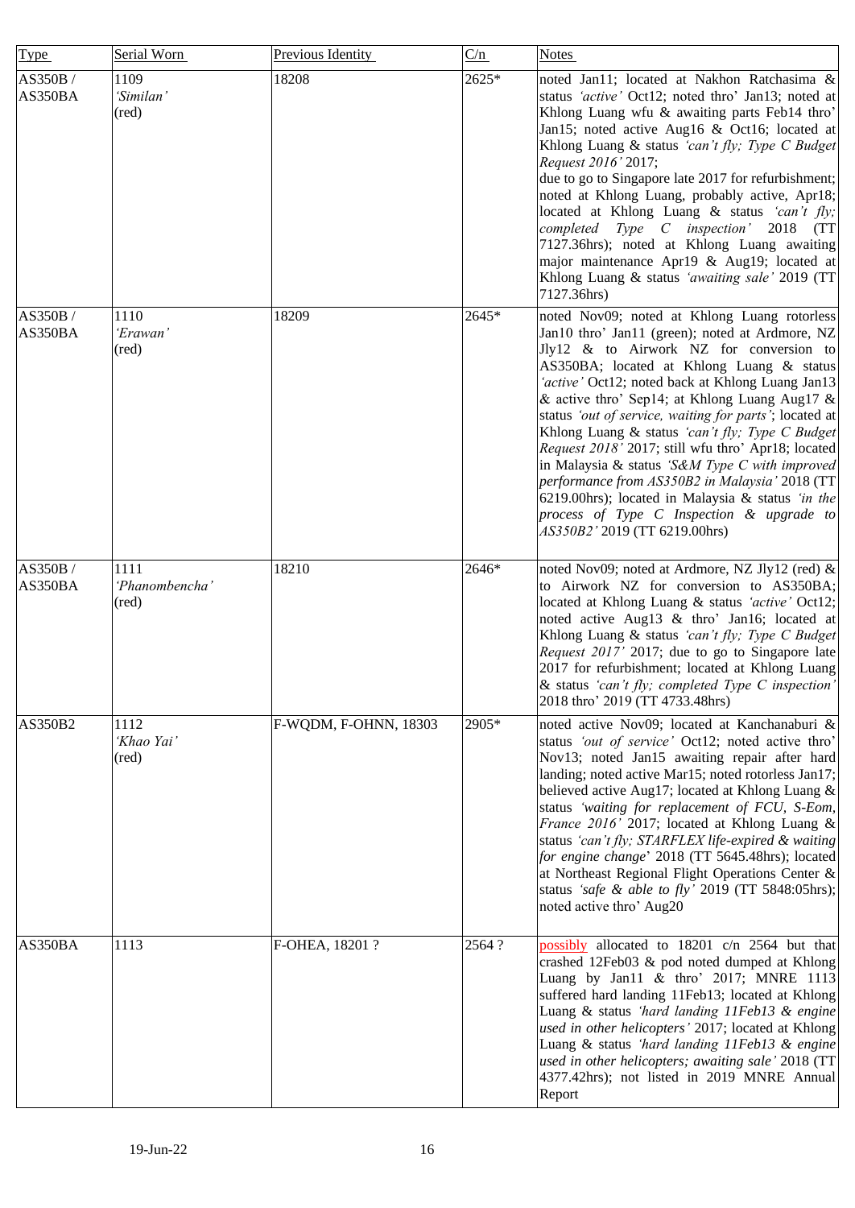| Type | Serial Worn | Previous Identity | C/n | Notes |
|---|---|---|---|---|
| AS350B / AS350BA | 1109 *'Similan'* (red) | 18208 | 2625* | noted Jan11; located at Nakhon Ratchasima & status *'active'* Oct12; noted thro' Jan13; noted at Khlong Luang wfu & awaiting parts Feb14 thro' Jan15; noted active Aug16 & Oct16; located at Khlong Luang & status *'can't fly; Type C Budget Request 2016'* 2017; due to go to Singapore late 2017 for refurbishment; noted at Khlong Luang, probably active, Apr18; located at Khlong Luang & status *'can't fly; completed Type C inspection'* 2018 (TT 7127.36hrs); noted at Khlong Luang awaiting major maintenance Apr19 & Aug19; located at Khlong Luang & status *'awaiting sale'* 2019 (TT 7127.36hrs) |
| AS350B / AS350BA | 1110 *'Erawan'* (red) | 18209 | 2645* | noted Nov09; noted at Khlong Luang rotorless Jan10 thro' Jan11 (green); noted at Ardmore, NZ Jly12 & to Airwork NZ for conversion to AS350BA; located at Khlong Luang & status *'active'* Oct12; noted back at Khlong Luang Jan13 & active thro' Sep14; at Khlong Luang Aug17 & status *'out of service, waiting for parts'*; located at Khlong Luang & status *'can't fly; Type C Budget Request 2018'* 2017; still wfu thro' Apr18; located in Malaysia & status *'S&M Type C with improved performance from AS350B2 in Malaysia'* 2018 (TT 6219.00hrs); located in Malaysia & status *'in the process of Type C Inspection & upgrade to AS350B2'* 2019 (TT 6219.00hrs) |
| AS350B / AS350BA | 1111 *'Phanombencha'* (red) | 18210 | 2646* | noted Nov09; noted at Ardmore, NZ Jly12 (red) & to Airwork NZ for conversion to AS350BA; located at Khlong Luang & status *'active'* Oct12; noted active Aug13 & thro' Jan16; located at Khlong Luang & status *'can't fly; Type C Budget Request 2017'* 2017; due to go to Singapore late 2017 for refurbishment; located at Khlong Luang & status *'can't fly; completed Type C inspection'* 2018 thro' 2019 (TT 4733.48hrs) |
| AS350B2 | 1112 *'Khao Yai'* (red) | F-WQDM, F-OHNN, 18303 | 2905* | noted active Nov09; located at Kanchanaburi & status *'out of service'* Oct12; noted active thro' Nov13; noted Jan15 awaiting repair after hard landing; noted active Mar15; noted rotorless Jan17; believed active Aug17; located at Khlong Luang & status *'waiting for replacement of FCU, S-Eom, France 2016'* 2017; located at Khlong Luang & status *'can't fly; STARFLEX life-expired & waiting for engine change'* 2018 (TT 5645.48hrs); located at Northeast Regional Flight Operations Center & status *'safe & able to fly'* 2019 (TT 5848:05hrs); noted active thro' Aug20 |
| AS350BA | 1113 | F-OHEA, 18201 ? | 2564 ? | possibly allocated to 18201 c/n 2564 but that crashed 12Feb03 & pod noted dumped at Khlong Luang by Jan11 & thro' 2017; MNRE 1113 suffered hard landing 11Feb13; located at Khlong Luang & status *'hard landing 11Feb13 & engine used in other helicopters'* 2017; located at Khlong Luang & status *'hard landing 11Feb13 & engine used in other helicopters; awaiting sale'* 2018 (TT 4377.42hrs); not listed in 2019 MNRE Annual Report |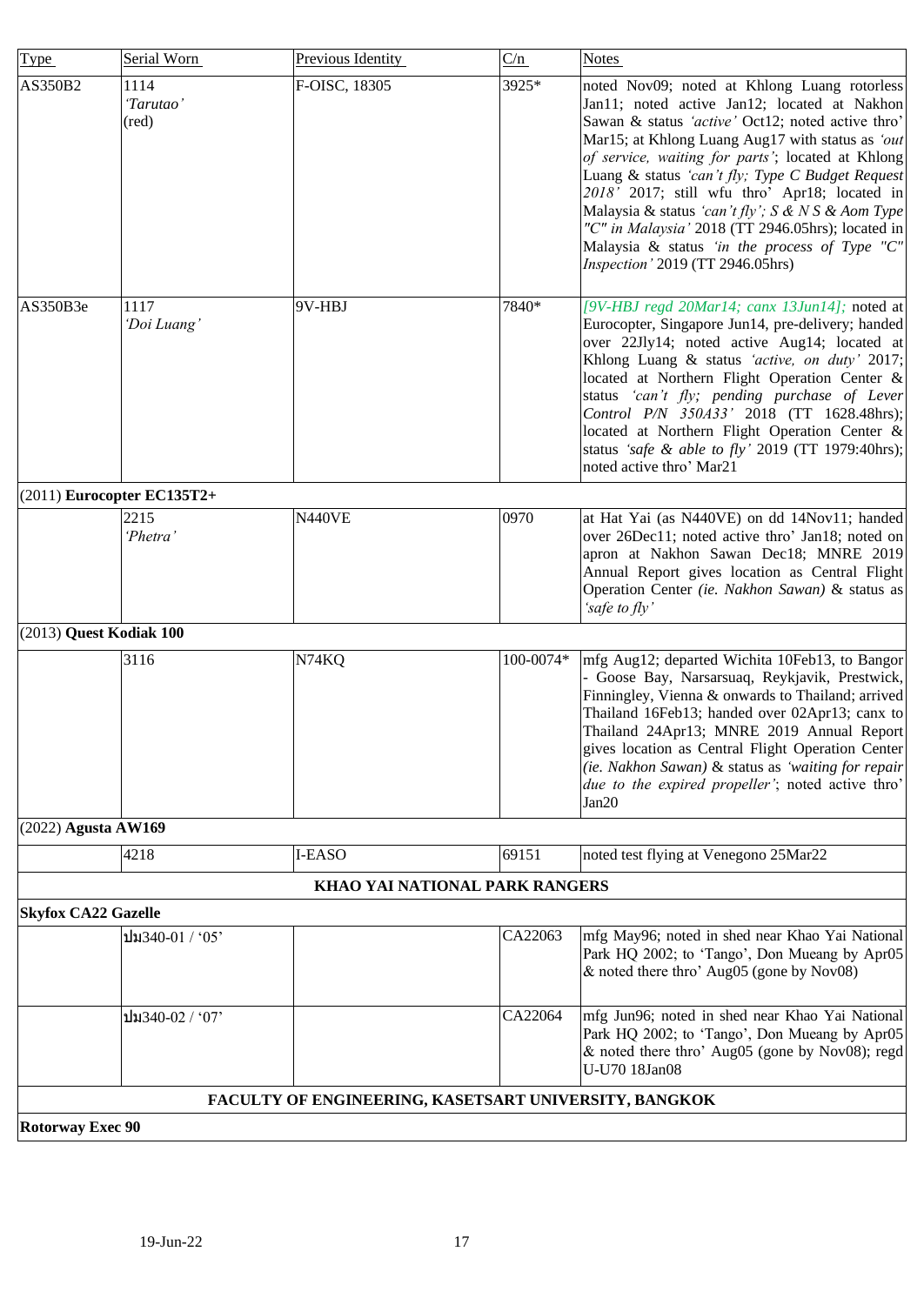| Type | Serial Worn | Previous Identity | C/n | Notes |
|---|---|---|---|---|
| AS350B2 | 1114 *'Tarutao'* (red) | F-OISC, 18305 | 3925* | noted Nov09; noted at Khlong Luang rotorless Jan11; noted active Jan12; located at Nakhon Sawan & status *'active'* Oct12; noted active thro' Mar15; at Khlong Luang Aug17 with status as *'out of service, waiting for parts'*; located at Khlong Luang & status *'can't fly; Type C Budget Request 2018'* 2017; still wfu thro' Apr18; located in Malaysia & status *'can't fly'; S & N S & Aom Type "C" in Malaysia'* 2018 (TT 2946.05hrs); located in Malaysia & status *'in the process of Type "C" Inspection'* 2019 (TT 2946.05hrs) |
| AS350B3e | 1117 *'Doi Luang'* | 9V-HBJ | 7840* | *[9V-HBJ regd 20Mar14; canx 13Jun14];* noted at Eurocopter, Singapore Jun14, pre-delivery; handed over 22Jly14; noted active Aug14; located at Khlong Luang & status *'active, on duty'* 2017; located at Northern Flight Operation Center & status *'can't fly; pending purchase of Lever Control P/N 350A33'* 2018 (TT 1628.48hrs); located at Northern Flight Operation Center & status *'safe & able to fly'* 2019 (TT 1979:40hrs); noted active thro' Mar21 |
| (2011) **Eurocopter EC135T2+** | | | | |
| | 2215 *'Phetra'* | N440VE | 0970 | at Hat Yai (as N440VE) on dd 14Nov11; handed over 26Dec11; noted active thro' Jan18; noted on apron at Nakhon Sawan Dec18; MNRE 2019 Annual Report gives location as Central Flight Operation Center *(ie. Nakhon Sawan)* & status as *'safe to fly'* |
| (2013) **Quest Kodiak 100** | | | | |
| | 3116 | N74KQ | 100-0074* | mfg Aug12; departed Wichita 10Feb13, to Bangor - Goose Bay, Narsarsuaq, Reykjavik, Prestwick, Finningley, Vienna & onwards to Thailand; arrived Thailand 16Feb13; handed over 02Apr13; canx to Thailand 24Apr13; MNRE 2019 Annual Report gives location as Central Flight Operation Center *(ie. Nakhon Sawan)* & status as *'waiting for repair due to the expired propeller'*; noted active thro' Jan20 |
| (2022) **Agusta AW169** | | | | |
| | 4218 | I-EASO | 69151 | noted test flying at Venegono 25Mar22 |
| | | **KHAO YAI NATIONAL PARK RANGERS** | | |
| **Skyfox CA22 Gazelle** | | | | |
| | ปม340-01 / '05' | | CA22063 | mfg May96; noted in shed near Khao Yai National Park HQ 2002; to 'Tango', Don Mueang by Apr05 & noted there thro' Aug05 (gone by Nov08) |
| | ปม340-02 / '07' | | CA22064 | mfg Jun96; noted in shed near Khao Yai National Park HQ 2002; to 'Tango', Don Mueang by Apr05 & noted there thro' Aug05 (gone by Nov08); regd U-U70 18Jan08 |
| | | **FACULTY OF ENGINEERING, KASETSART UNIVERSITY, BANGKOK** | | |
| **Rotorway Exec 90** | | | | |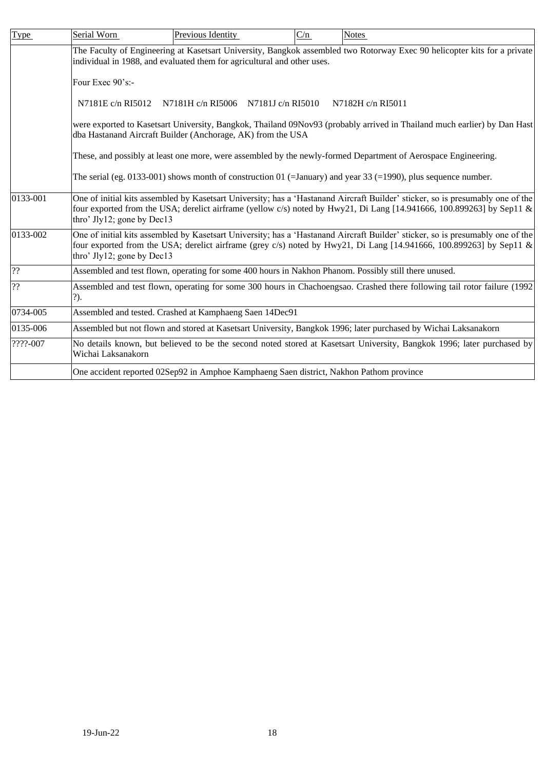| Type | Serial Worn | Previous Identity | C/n | Notes |
|---|---|---|---|---|
| | The Faculty of Engineering at Kasetsart University, Bangkok assembled two Rotorway Exec 90 helicopter kits for a private individual in 1988, and evaluated them for agricultural and other uses.<br><br>Four Exec 90's:-<br><br>N7181E c/n RI5012 N7181H c/n RI5006 N7181J c/n RI5010 N7182H c/n RI5011<br><br>were exported to Kasetsart University, Bangkok, Thailand 09Nov93 (probably arrived in Thailand much earlier) by Dan Hast dba Hastanand Aircraft Builder (Anchorage, AK) from the USA<br><br>These, and possibly at least one more, were assembled by the newly-formed Department of Aerospace Engineering.<br><br>The serial (eg. 0133-001) shows month of construction 01 (=January) and year 33 (=1990), plus sequence number. | | | |
| 0133-001 | One of initial kits assembled by Kasetsart University; has a 'Hastanand Aircraft Builder' sticker, so is presumably one of the four exported from the USA; derelict airframe (yellow c/s) noted by Hwy21, Di Lang [14.941666, 100.899263] by Sep11 & thro' Jly12; gone by Dec13 | | | |
| 0133-002 | One of initial kits assembled by Kasetsart University; has a 'Hastanand Aircraft Builder' sticker, so is presumably one of the four exported from the USA; derelict airframe (grey c/s) noted by Hwy21, Di Lang [14.941666, 100.899263] by Sep11 & thro' Jly12; gone by Dec13 | | | |
| ?? | Assembled and test flown, operating for some 400 hours in Nakhon Phanom. Possibly still there unused. | | | |
| ?? | Assembled and test flown, operating for some 300 hours in Chachoengsao. Crashed there following tail rotor failure (1992 ?). | | | |
| 0734-005 | Assembled and tested. Crashed at Kamphaeng Saen 14Dec91 | | | |
| 0135-006 | Assembled but not flown and stored at Kasetsart University, Bangkok 1996; later purchased by Wichai Laksanakorn | | | |
| ????-007 | No details known, but believed to be the second noted stored at Kasetsart University, Bangkok 1996; later purchased by Wichai Laksanakorn | | | |
| | One accident reported 02Sep92 in Amphoe Kamphaeng Saen district, Nakhon Pathom province | | | |